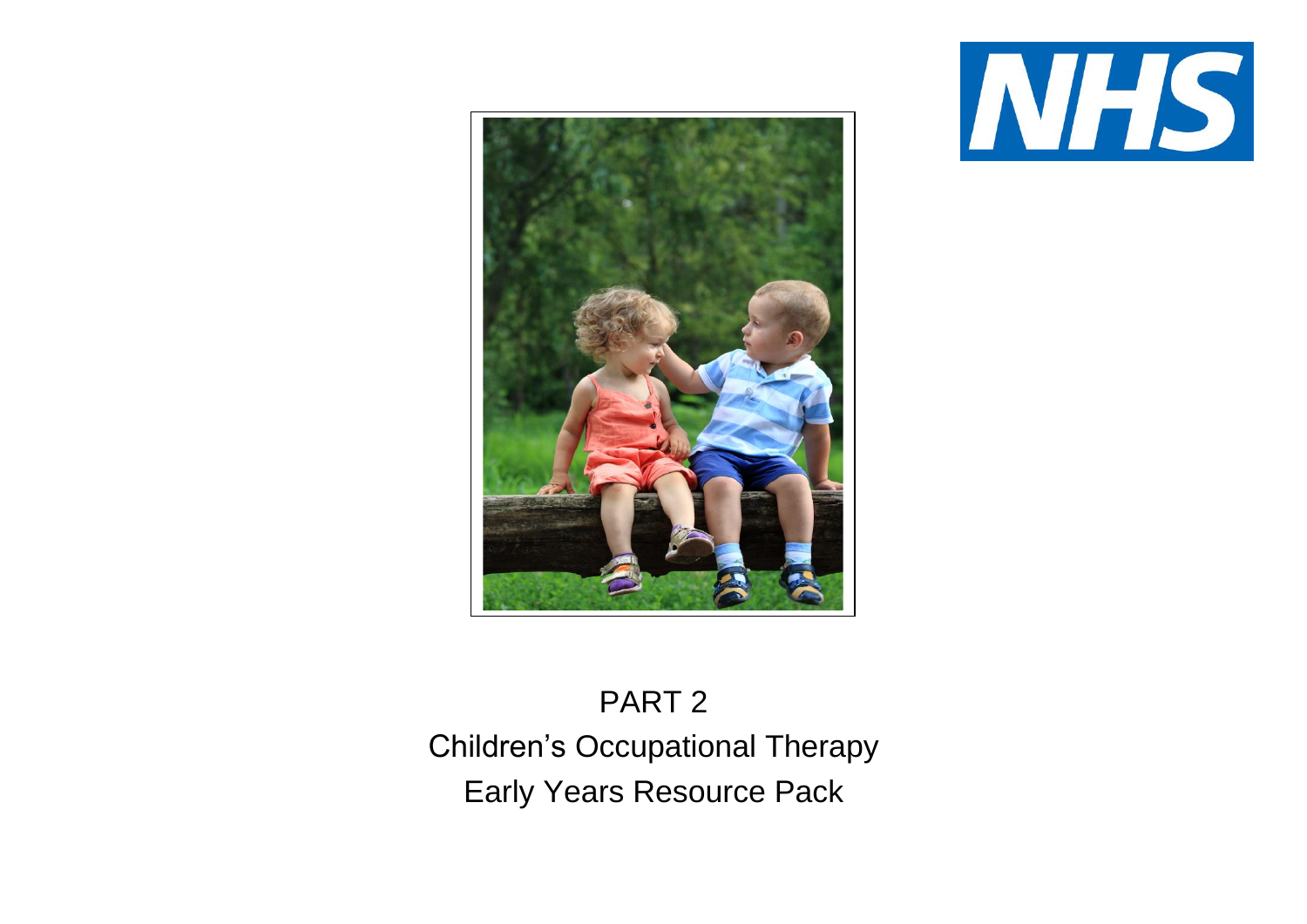NHS

PART 2

Children's Occupational Therapy

Early Years Resource Pack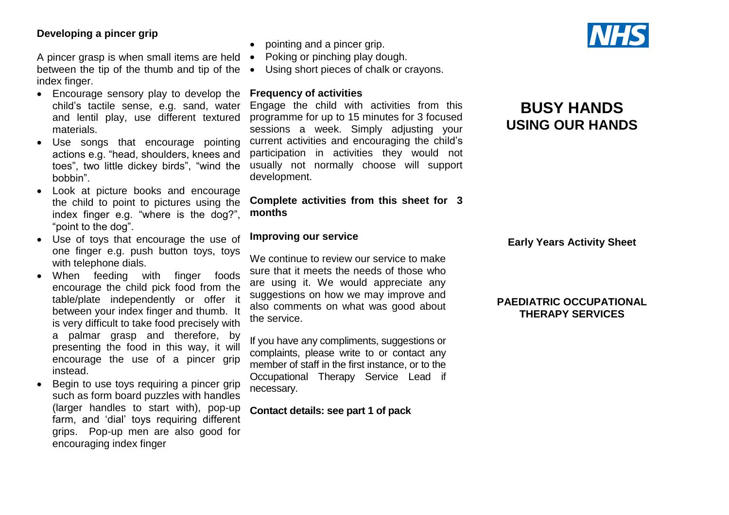## Developing a pincer grip

A pincer grasp is when small items are held between the tip of the thumb and tip of the index finger.

- Encourage sensory play to develop the child's tactile sense, e.g. sand, water and lentil play, use different textured materials.
- Use songs that encourage pointing actions e.g. "head, shoulders, knees and toes", two little dickey birds", "wind the bobbin".
- Look at picture books and encourage the child to point to pictures using the index finger e.g. "where is the dog?", "point to the dog".
- Use of toys that encourage the use of one finger e.g. push button toys, toys with telephone dials.
- When feeding with finger foods encourage the child pick food from the table/plate independently or offer it between your index finger and thumb. It is very difficult to take food precisely with a palmar grasp and therefore, by presenting the food in this way, it will encourage the use of a pincer grip instead.
- Begin to use toys requiring a pincer grip such as form board puzzles with handles (larger handles to start with), pop-up farm, and 'dial' toys requiring different grips. Pop-up men are also good for encouraging index finger
- pointing and a pincer grip.
- Poking or pinching play dough.
- Using short pieces of chalk or crayons.

**Frequency of activities**

Engage the child with activities from this programme for up to 15 minutes for 3 focused sessions a week. Simply adjusting your current activities and encouraging the child's participation in activities they would not usually not normally choose will support development.

**Complete activities from this sheet for 3 months**

**Improving our service**

We continue to review our service to make sure that it meets the needs of those who are using it. We would appreciate any suggestions on how we may improve and also comments on what was good about the service.

If you have any compliments, suggestions or complaints, please write to or contact any member of staff in the first instance, or to the Occupational Therapy Service Lead if necessary.

**Contact details: see part 1 of pack**

NHS

# BUSY HANDS USING OUR HANDS

**Early Years Activity Sheet**

**PAEDIATRIC OCCUPATIONAL THERAPY SERVICES**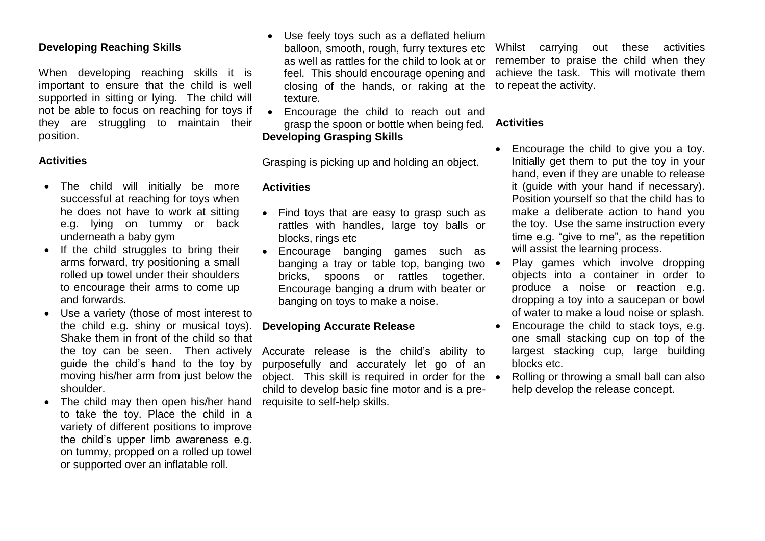### Developing Reaching Skills

When developing reaching skills it is important to ensure that the child is well supported in sitting or lying. The child will not be able to focus on reaching for toys if they are struggling to maintain their position.

#### Activities

- The child will initially be more successful at reaching for toys when he does not have to work at sitting e.g. lying on tummy or back underneath a baby gym
- If the child struggles to bring their arms forward, try positioning a small rolled up towel under their shoulders to encourage their arms to come up and forwards.
- Use a variety (those of most interest to the child e.g. shiny or musical toys). Shake them in front of the child so that the toy can be seen. Then actively guide the child's hand to the toy by moving his/her arm from just below the shoulder.
- The child may then open his/her hand to take the toy. Place the child in a variety of different positions to improve the child's upper limb awareness e.g. on tummy, propped on a rolled up towel or supported over an inflatable roll.
- Use feely toys such as a deflated helium balloon, smooth, rough, furry textures etc as well as rattles for the child to look at or feel. This should encourage opening and closing of the hands, or raking at the texture.
- Encourage the child to reach out and grasp the spoon or bottle when being fed.

### Developing Grasping Skills

Grasping is picking up and holding an object.

#### Activities

- Find toys that are easy to grasp such as rattles with handles, large toy balls or blocks, rings etc
- Encourage banging games such as banging a tray or table top, banging two bricks, spoons or rattles together. Encourage banging a drum with beater or banging on toys to make a noise.

### Developing Accurate Release

Accurate release is the child's ability to purposefully and accurately let go of an object. This skill is required in order for the child to develop basic fine motor and is a pre-requisite to self-help skills.

Whilst carrying out these activities remember to praise the child when they achieve the task. This will motivate them to repeat the activity.

#### Activities

- Encourage the child to give you a toy. Initially get them to put the toy in your hand, even if they are unable to release it (guide with your hand if necessary). Position yourself so that the child has to make a deliberate action to hand you the toy. Use the same instruction every time e.g. "give to me", as the repetition will assist the learning process.
- Play games which involve dropping objects into a container in order to produce a noise or reaction e.g. dropping a toy into a saucepan or bowl of water to make a loud noise or splash.
- Encourage the child to stack toys, e.g. one small stacking cup on top of the largest stacking cup, large building blocks etc.
- Rolling or throwing a small ball can also help develop the release concept.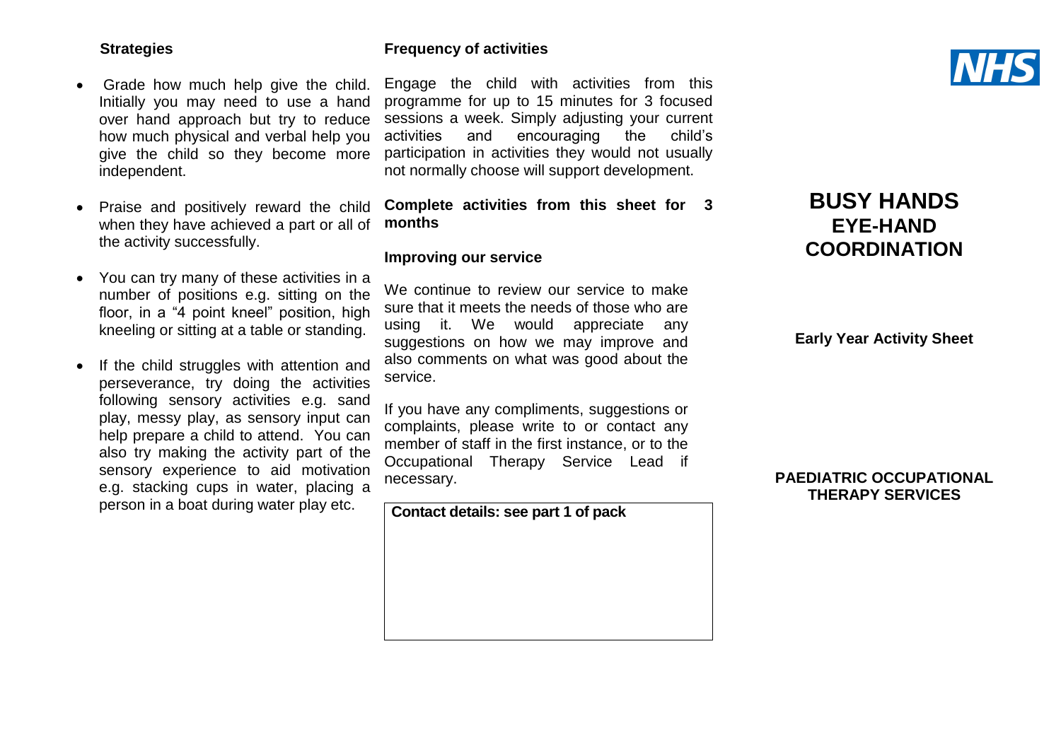## Strategies

- Grade how much help give the child. Initially you may need to use a hand over hand approach but try to reduce how much physical and verbal help you give the child so they become more independent.
- Praise and positively reward the child when they have achieved a part or all of the activity successfully.
- You can try many of these activities in a number of positions e.g. sitting on the floor, in a "4 point kneel" position, high kneeling or sitting at a table or standing.
- If the child struggles with attention and perseverance, try doing the activities following sensory activities e.g. sand play, messy play, as sensory input can help prepare a child to attend. You can also try making the activity part of the sensory experience to aid motivation e.g. stacking cups in water, placing a person in a boat during water play etc.

## Frequency of activities

Engage the child with activities from this programme for up to 15 minutes for 3 focused sessions a week. Simply adjusting your current activities and encouraging the child's participation in activities they would not usually not normally choose will support development.

**Complete activities from this sheet for 3 months**

## Improving our service

We continue to review our service to make sure that it meets the needs of those who are using it. We would appreciate any suggestions on how we may improve and also comments on what was good about the service.

If you have any compliments, suggestions or complaints, please write to or contact any member of staff in the first instance, or to the Occupational Therapy Service Lead if necessary.

**Contact details: see part 1 of pack**

NHS

# BUSY HANDS
## EYE-HAND COORDINATION

**Early Year Activity Sheet**

**PAEDIATRIC OCCUPATIONAL THERAPY SERVICES**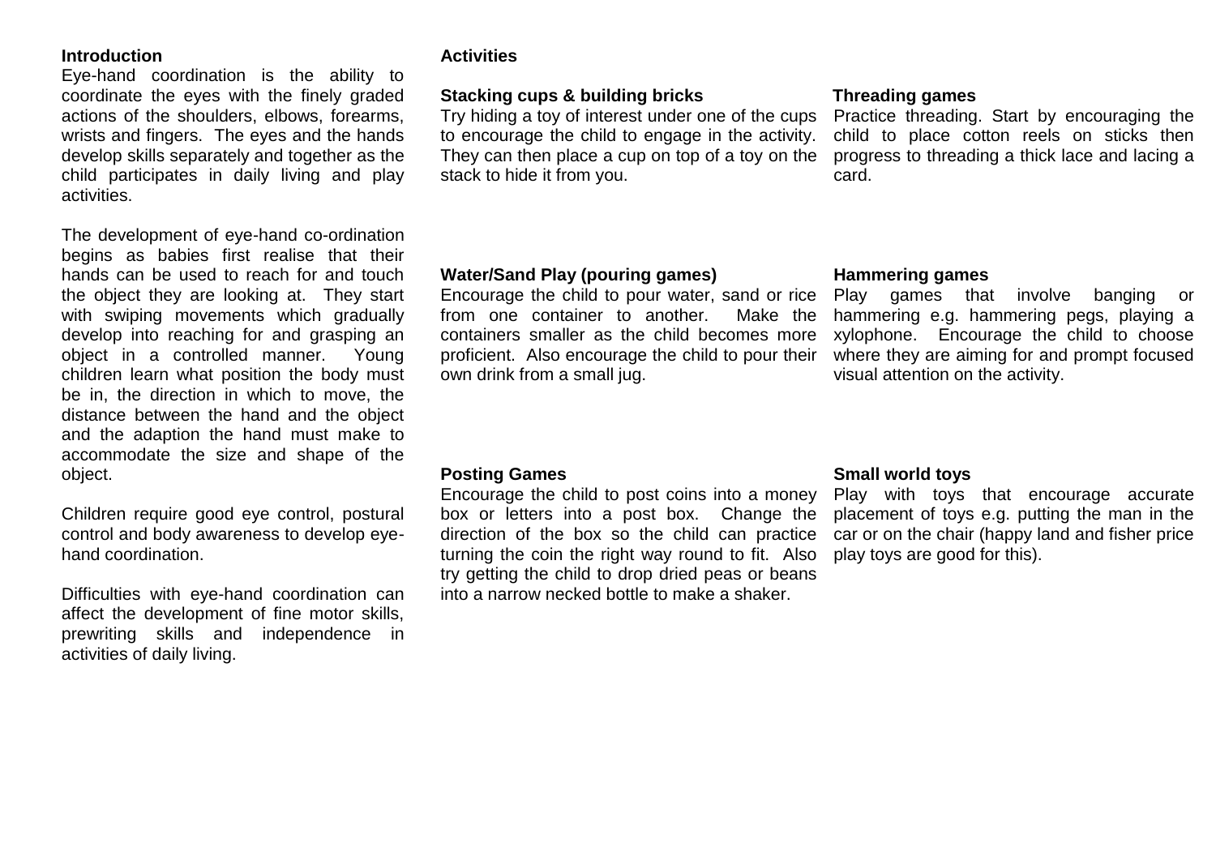## Introduction

Eye-hand coordination is the ability to coordinate the eyes with the finely graded actions of the shoulders, elbows, forearms, wrists and fingers. The eyes and the hands develop skills separately and together as the child participates in daily living and play activities.

The development of eye-hand co-ordination begins as babies first realise that their hands can be used to reach for and touch the object they are looking at. They start with swiping movements which gradually develop into reaching for and grasping an object in a controlled manner. Young children learn what position the body must be in, the direction in which to move, the distance between the hand and the object and the adaption the hand must make to accommodate the size and shape of the object.

Children require good eye control, postural control and body awareness to develop eye-hand coordination.

Difficulties with eye-hand coordination can affect the development of fine motor skills, prewriting skills and independence in activities of daily living.

## Activities

### Stacking cups & building bricks

Try hiding a toy of interest under one of the cups to encourage the child to engage in the activity. They can then place a cup on top of a toy on the stack to hide it from you.

### Threading games

Practice threading. Start by encouraging the child to place cotton reels on sticks then progress to threading a thick lace and lacing a card.

### Water/Sand Play (pouring games)

Encourage the child to pour water, sand or rice from one container to another. Make the containers smaller as the child becomes more proficient. Also encourage the child to pour their own drink from a small jug.

### Hammering games

Play games that involve banging or hammering e.g. hammering pegs, playing a xylophone. Encourage the child to choose where they are aiming for and prompt focused visual attention on the activity.

### Posting Games

Encourage the child to post coins into a money box or letters into a post box. Change the direction of the box so the child can practice turning the coin the right way round to fit. Also try getting the child to drop dried peas or beans into a narrow necked bottle to make a shaker.

### Small world toys

Play with toys that encourage accurate placement of toys e.g. putting the man in the car or on the chair (happy land and fisher price play toys are good for this).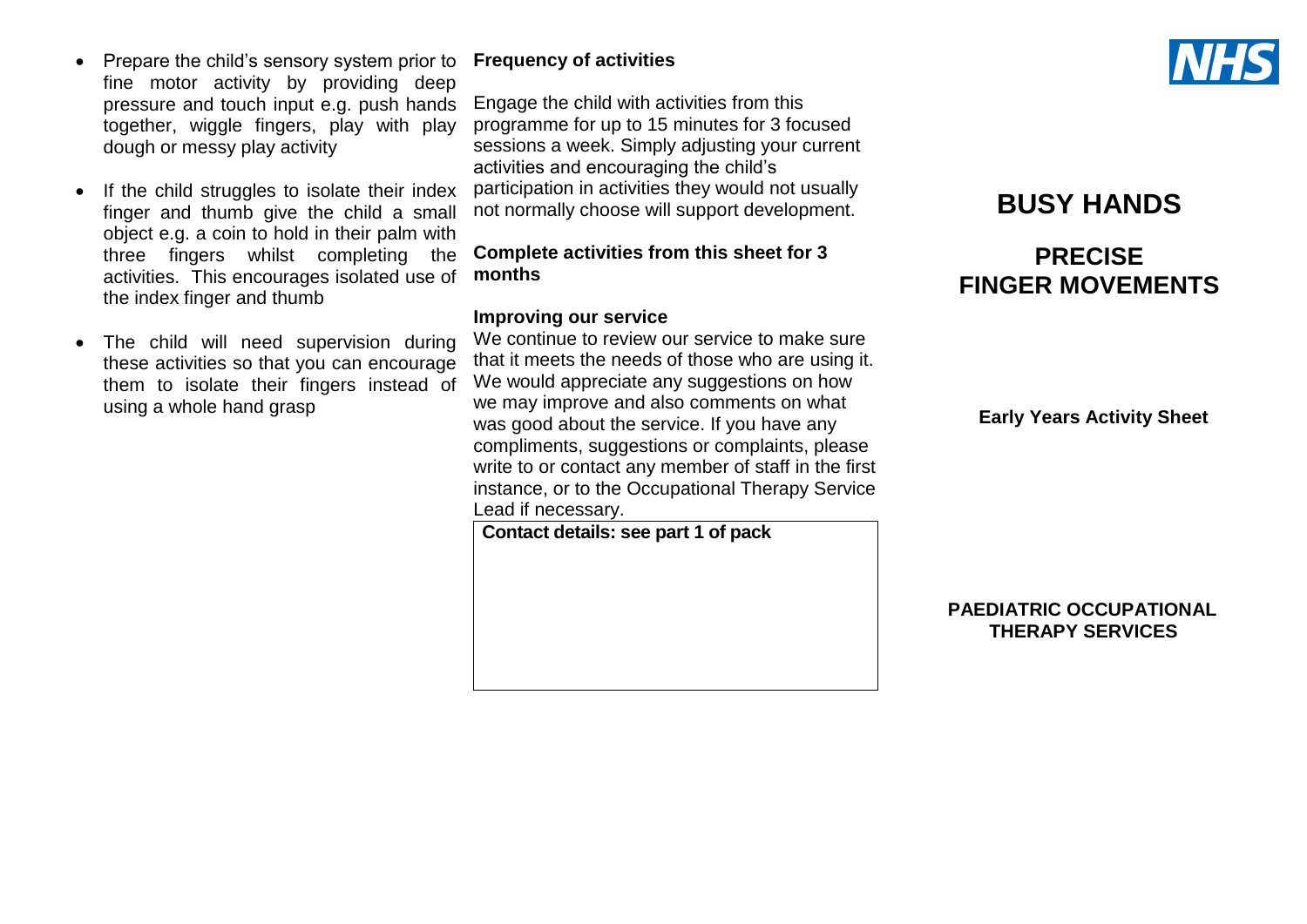- Prepare the child's sensory system prior to fine motor activity by providing deep pressure and touch input e.g. push hands together, wiggle fingers, play with play dough or messy play activity
- If the child struggles to isolate their index finger and thumb give the child a small object e.g. a coin to hold in their palm with three fingers whilst completing the activities. This encourages isolated use of the index finger and thumb
- The child will need supervision during these activities so that you can encourage them to isolate their fingers instead of using a whole hand grasp

**Frequency of activities**

Engage the child with activities from this programme for up to 15 minutes for 3 focused sessions a week. Simply adjusting your current activities and encouraging the child's participation in activities they would not usually not normally choose will support development.

**Complete activities from this sheet for 3 months**

**Improving our service**

We continue to review our service to make sure that it meets the needs of those who are using it. We would appreciate any suggestions on how we may improve and also comments on what was good about the service. If you have any compliments, suggestions or complaints, please write to or contact any member of staff in the first instance, or to the Occupational Therapy Service Lead if necessary.

**Contact details: see part 1 of pack**

NHS

# BUSY HANDS

## PRECISE FINGER MOVEMENTS

**Early Years Activity Sheet**

**PAEDIATRIC OCCUPATIONAL THERAPY SERVICES**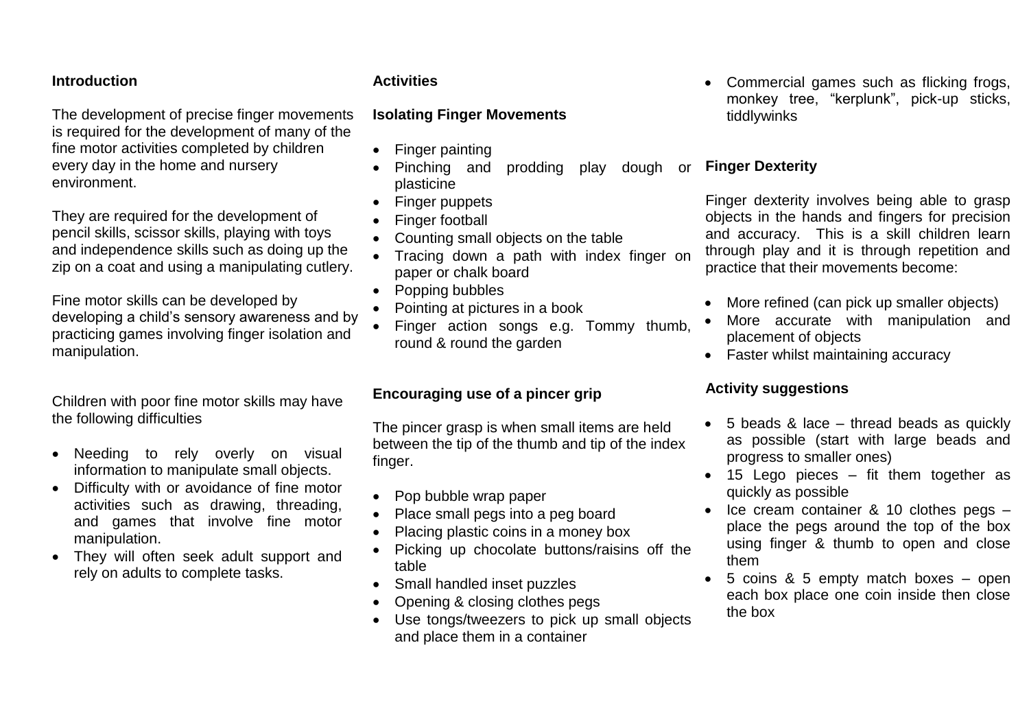## Introduction

The development of precise finger movements is required for the development of many of the fine motor activities completed by children every day in the home and nursery environment.

They are required for the development of pencil skills, scissor skills, playing with toys and independence skills such as doing up the zip on a coat and using a manipulating cutlery.

Fine motor skills can be developed by developing a child's sensory awareness and by practicing games involving finger isolation and manipulation.

Children with poor fine motor skills may have the following difficulties

- Needing to rely overly on visual information to manipulate small objects.
- Difficulty with or avoidance of fine motor activities such as drawing, threading, and games that involve fine motor manipulation.
- They will often seek adult support and rely on adults to complete tasks.

## Activities

### Isolating Finger Movements

- Finger painting
- Pinching and prodding play dough or plasticine
- Finger puppets
- Finger football
- Counting small objects on the table
- Tracing down a path with index finger on paper or chalk board
- Popping bubbles
- Pointing at pictures in a book
- Finger action songs e.g. Tommy thumb, round & round the garden

### Encouraging use of a pincer grip

The pincer grasp is when small items are held between the tip of the thumb and tip of the index finger.

- Pop bubble wrap paper
- Place small pegs into a peg board
- Placing plastic coins in a money box
- Picking up chocolate buttons/raisins off the table
- Small handled inset puzzles
- Opening & closing clothes pegs
- Use tongs/tweezers to pick up small objects and place them in a container
- Commercial games such as flicking frogs, monkey tree, "kerplunk", pick-up sticks, tiddlywinks

### Finger Dexterity

Finger dexterity involves being able to grasp objects in the hands and fingers for precision and accuracy. This is a skill children learn through play and it is through repetition and practice that their movements become:

- More refined (can pick up smaller objects)
- More accurate with manipulation and placement of objects
- Faster whilst maintaining accuracy

### Activity suggestions

- 5 beads & lace – thread beads as quickly as possible (start with large beads and progress to smaller ones)
- 15 Lego pieces – fit them together as quickly as possible
- Ice cream container & 10 clothes pegs – place the pegs around the top of the box using finger & thumb to open and close them
- 5 coins & 5 empty match boxes – open each box place one coin inside then close the box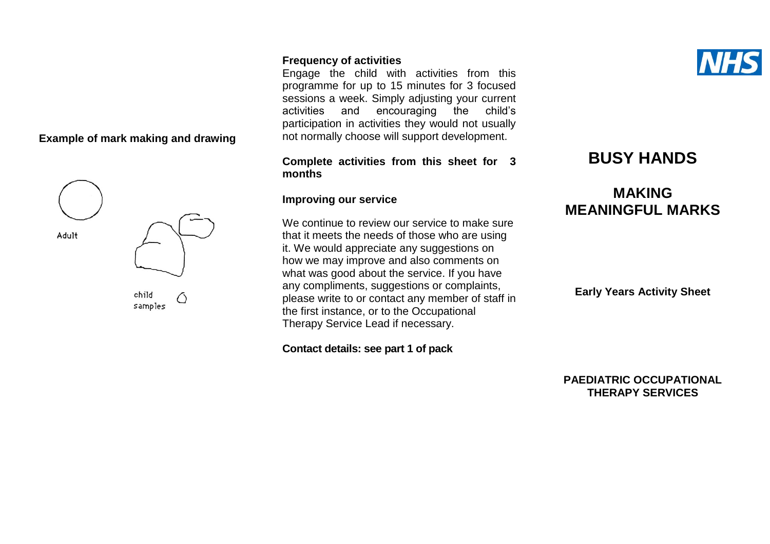**Example of mark making and drawing**

Adult

child samples

**Frequency of activities**

Engage the child with activities from this programme for up to 15 minutes for 3 focused sessions a week. Simply adjusting your current activities and encouraging the child's participation in activities they would not usually not normally choose will support development.

**Complete activities from this sheet for 3 months**

**Improving our service**

We continue to review our service to make sure that it meets the needs of those who are using it. We would appreciate any suggestions on how we may improve and also comments on what was good about the service. If you have any compliments, suggestions or complaints, please write to or contact any member of staff in the first instance, or to the Occupational Therapy Service Lead if necessary.

**Contact details: see part 1 of pack**

NHS

# BUSY HANDS

## MAKING MEANINGFUL MARKS

**Early Years Activity Sheet**

**PAEDIATRIC OCCUPATIONAL THERAPY SERVICES**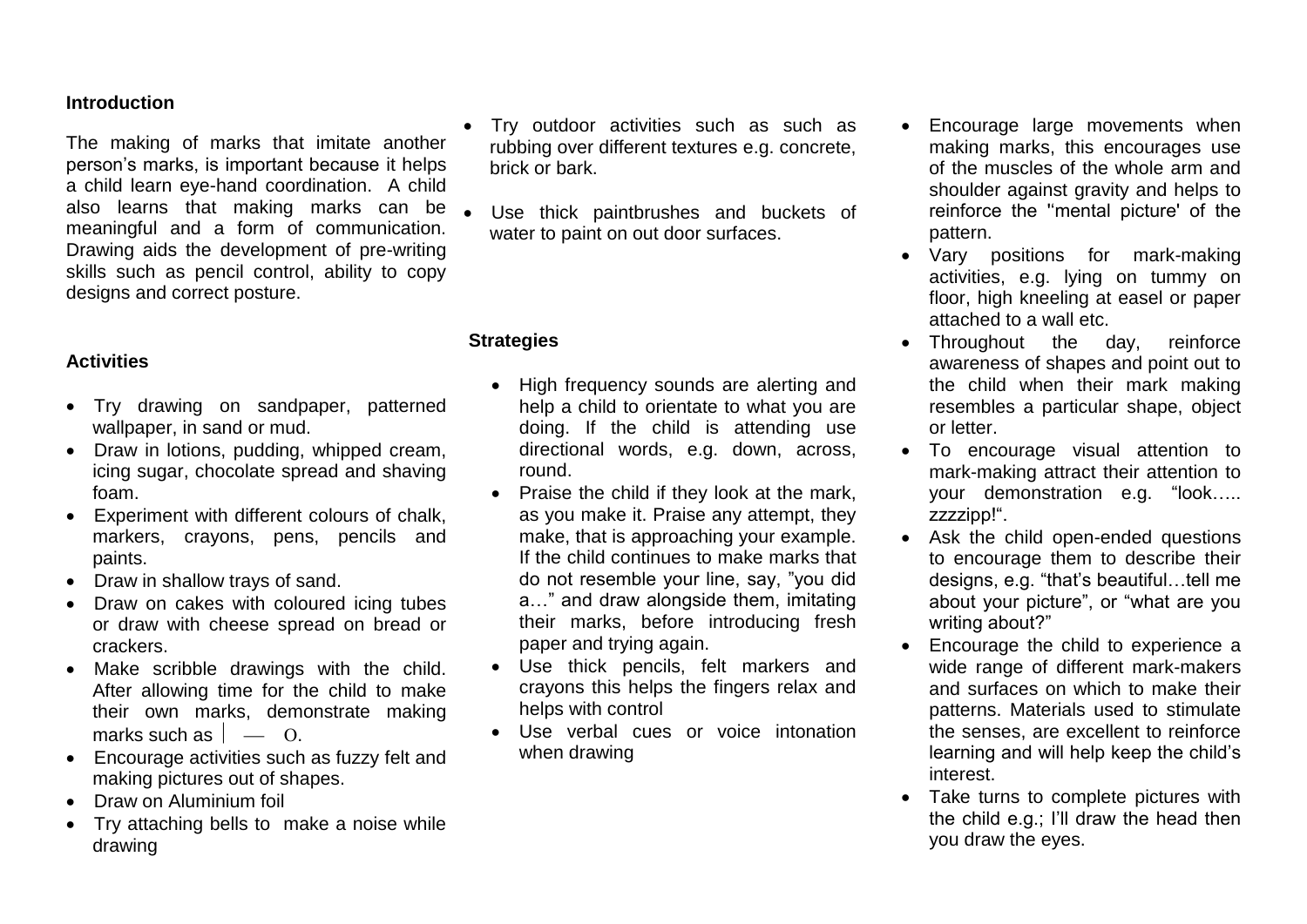## Introduction

The making of marks that imitate another person's marks, is important because it helps a child learn eye-hand coordination. A child also learns that making marks can be meaningful and a form of communication. Drawing aids the development of pre-writing skills such as pencil control, ability to copy designs and correct posture.

## Activities

- Try drawing on sandpaper, patterned wallpaper, in sand or mud.
- Draw in lotions, pudding, whipped cream, icing sugar, chocolate spread and shaving foam.
- Experiment with different colours of chalk, markers, crayons, pens, pencils and paints.
- Draw in shallow trays of sand.
- Draw on cakes with coloured icing tubes or draw with cheese spread on bread or crackers.
- Make scribble drawings with the child. After allowing time for the child to make their own marks, demonstrate making marks such as | — O.
- Encourage activities such as fuzzy felt and making pictures out of shapes.
- Draw on Aluminium foil
- Try attaching bells to make a noise while drawing
- Try outdoor activities such as such as rubbing over different textures e.g. concrete, brick or bark.
- Use thick paintbrushes and buckets of water to paint on out door surfaces.

## Strategies

- High frequency sounds are alerting and help a child to orientate to what you are doing. If the child is attending use directional words, e.g. down, across, round.
- Praise the child if they look at the mark, as you make it. Praise any attempt, they make, that is approaching your example. If the child continues to make marks that do not resemble your line, say, "you did a…" and draw alongside them, imitating their marks, before introducing fresh paper and trying again.
- Use thick pencils, felt markers and crayons this helps the fingers relax and helps with control
- Use verbal cues or voice intonation when drawing
- Encourage large movements when making marks, this encourages use of the muscles of the whole arm and shoulder against gravity and helps to reinforce the "mental picture' of the pattern.
- Vary positions for mark-making activities, e.g. lying on tummy on floor, high kneeling at easel or paper attached to a wall etc.
- Throughout the day, reinforce awareness of shapes and point out to the child when their mark making resembles a particular shape, object or letter.
- To encourage visual attention to mark-making attract their attention to your demonstration e.g. "look….. zzzzipp!".
- Ask the child open-ended questions to encourage them to describe their designs, e.g. "that's beautiful…tell me about your picture", or "what are you writing about?"
- Encourage the child to experience a wide range of different mark-makers and surfaces on which to make their patterns. Materials used to stimulate the senses, are excellent to reinforce learning and will help keep the child's interest.
- Take turns to complete pictures with the child e.g.; I'll draw the head then you draw the eyes.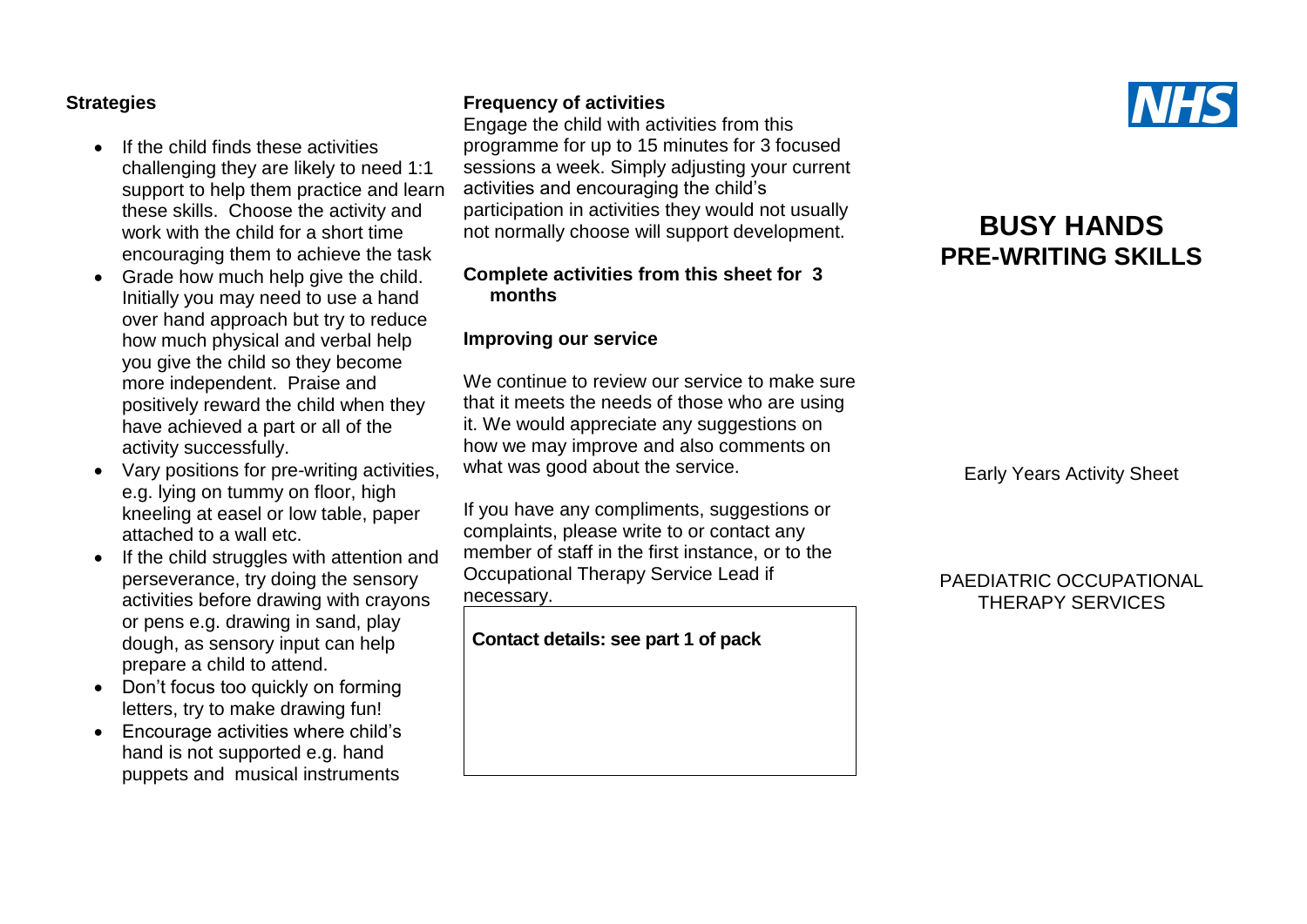### Strategies

- If the child finds these activities challenging they are likely to need 1:1 support to help them practice and learn these skills. Choose the activity and work with the child for a short time encouraging them to achieve the task
- Grade how much help give the child. Initially you may need to use a hand over hand approach but try to reduce how much physical and verbal help you give the child so they become more independent. Praise and positively reward the child when they have achieved a part or all of the activity successfully.
- Vary positions for pre-writing activities, e.g. lying on tummy on floor, high kneeling at easel or low table, paper attached to a wall etc.
- If the child struggles with attention and perseverance, try doing the sensory activities before drawing with crayons or pens e.g. drawing in sand, play dough, as sensory input can help prepare a child to attend.
- Don't focus too quickly on forming letters, try to make drawing fun!
- Encourage activities where child's hand is not supported e.g. hand puppets and musical instruments

### Frequency of activities

Engage the child with activities from this programme for up to 15 minutes for 3 focused sessions a week. Simply adjusting your current activities and encouraging the child's participation in activities they would not usually not normally choose will support development.

**Complete activities from this sheet for 3 months**

### Improving our service

We continue to review our service to make sure that it meets the needs of those who are using it. We would appreciate any suggestions on how we may improve and also comments on what was good about the service.

If you have any compliments, suggestions or complaints, please write to or contact any member of staff in the first instance, or to the Occupational Therapy Service Lead if necessary.

**Contact details: see part 1 of pack**

NHS

# BUSY HANDS
## PRE-WRITING SKILLS

Early Years Activity Sheet

PAEDIATRIC OCCUPATIONAL THERAPY SERVICES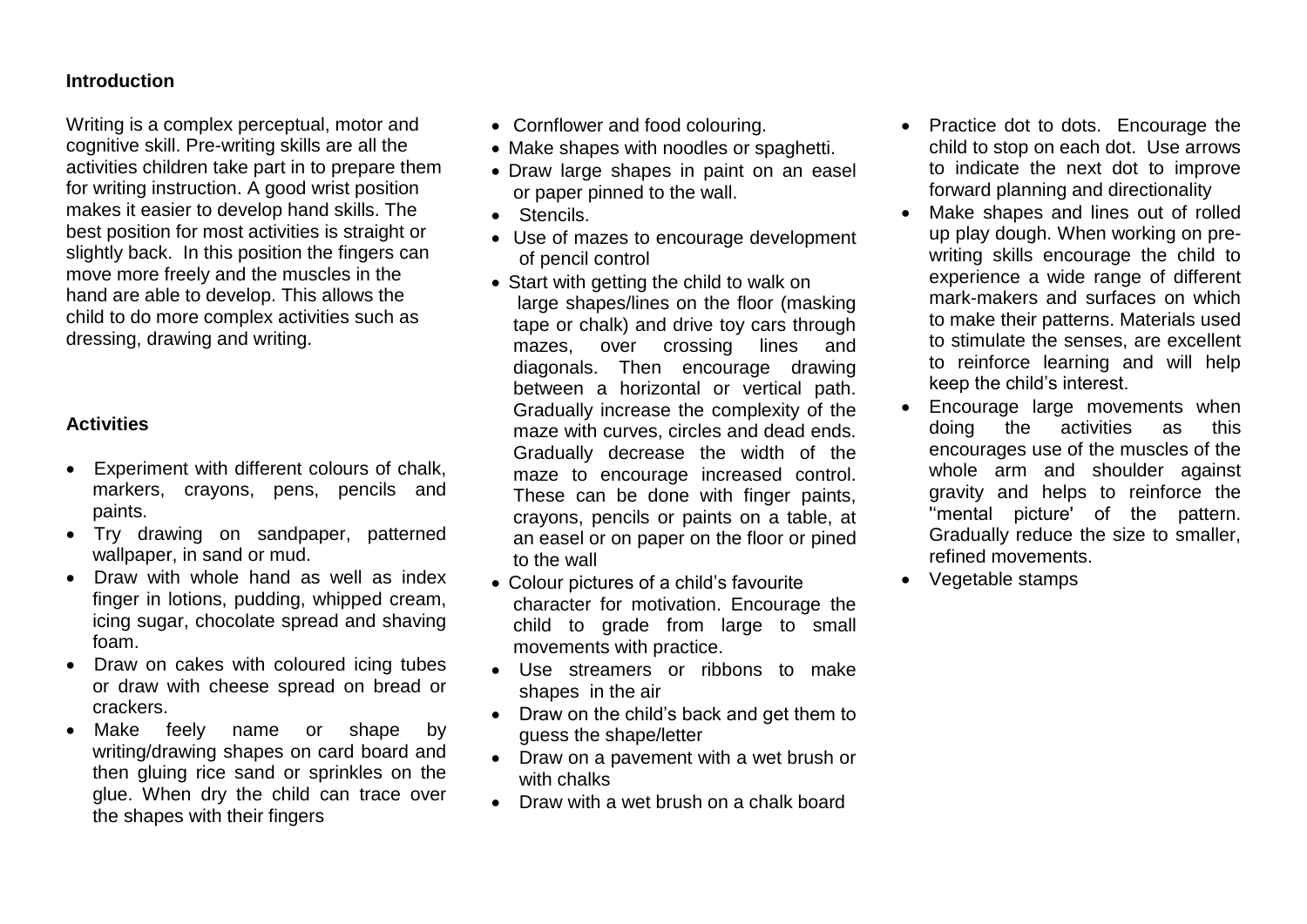**Introduction**

Writing is a complex perceptual, motor and cognitive skill. Pre-writing skills are all the activities children take part in to prepare them for writing instruction. A good wrist position makes it easier to develop hand skills. The best position for most activities is straight or slightly back. In this position the fingers can move more freely and the muscles in the hand are able to develop. This allows the child to do more complex activities such as dressing, drawing and writing.

**Activities**

- Experiment with different colours of chalk, markers, crayons, pens, pencils and paints.
- Try drawing on sandpaper, patterned wallpaper, in sand or mud.
- Draw with whole hand as well as index finger in lotions, pudding, whipped cream, icing sugar, chocolate spread and shaving foam.
- Draw on cakes with coloured icing tubes or draw with cheese spread on bread or crackers.
- Make feely name or shape by writing/drawing shapes on card board and then gluing rice sand or sprinkles on the glue. When dry the child can trace over the shapes with their fingers
- Cornflower and food colouring.
- Make shapes with noodles or spaghetti.
- Draw large shapes in paint on an easel or paper pinned to the wall.
- Stencils.
- Use of mazes to encourage development of pencil control
- Start with getting the child to walk on large shapes/lines on the floor (masking tape or chalk) and drive toy cars through mazes, over crossing lines and diagonals. Then encourage drawing between a horizontal or vertical path. Gradually increase the complexity of the maze with curves, circles and dead ends. Gradually decrease the width of the maze to encourage increased control. These can be done with finger paints, crayons, pencils or paints on a table, at an easel or on paper on the floor or pined to the wall
- Colour pictures of a child's favourite character for motivation. Encourage the child to grade from large to small movements with practice.
- Use streamers or ribbons to make shapes in the air
- Draw on the child's back and get them to guess the shape/letter
- Draw on a pavement with a wet brush or with chalks
- Draw with a wet brush on a chalk board
- Practice dot to dots. Encourage the child to stop on each dot. Use arrows to indicate the next dot to improve forward planning and directionality
- Make shapes and lines out of rolled up play dough. When working on pre-writing skills encourage the child to experience a wide range of different mark-makers and surfaces on which to make their patterns. Materials used to stimulate the senses, are excellent to reinforce learning and will help keep the child's interest.
- Encourage large movements when doing the activities as this encourages use of the muscles of the whole arm and shoulder against gravity and helps to reinforce the ''mental picture' of the pattern. Gradually reduce the size to smaller, refined movements.
- Vegetable stamps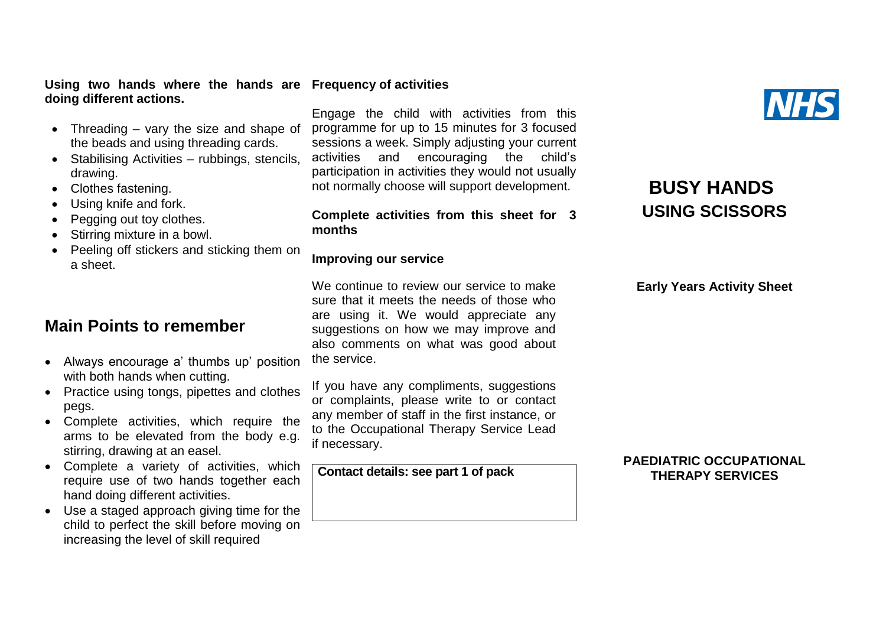**Using two hands where the hands are doing different actions.**

- Threading – vary the size and shape of the beads and using threading cards.
- Stabilising Activities – rubbings, stencils, drawing.
- Clothes fastening.
- Using knife and fork.
- Pegging out toy clothes.
- Stirring mixture in a bowl.
- Peeling off stickers and sticking them on a sheet.

## Main Points to remember

- Always encourage a' thumbs up' position with both hands when cutting.
- Practice using tongs, pipettes and clothes pegs.
- Complete activities, which require the arms to be elevated from the body e.g. stirring, drawing at an easel.
- Complete a variety of activities, which require use of two hands together each hand doing different activities.
- Use a staged approach giving time for the child to perfect the skill before moving on increasing the level of skill required

**Frequency of activities**

Engage the child with activities from this programme for up to 15 minutes for 3 focused sessions a week. Simply adjusting your current activities and encouraging the child's participation in activities they would not usually not normally choose will support development.

**Complete activities from this sheet for 3 months**

**Improving our service**

We continue to review our service to make sure that it meets the needs of those who are using it. We would appreciate any suggestions on how we may improve and also comments on what was good about the service.

If you have any compliments, suggestions or complaints, please write to or contact any member of staff in the first instance, or to the Occupational Therapy Service Lead if necessary.

**Contact details: see part 1 of pack**

NHS

# BUSY HANDS
## USING SCISSORS

**Early Years Activity Sheet**

**PAEDIATRIC OCCUPATIONAL THERAPY SERVICES**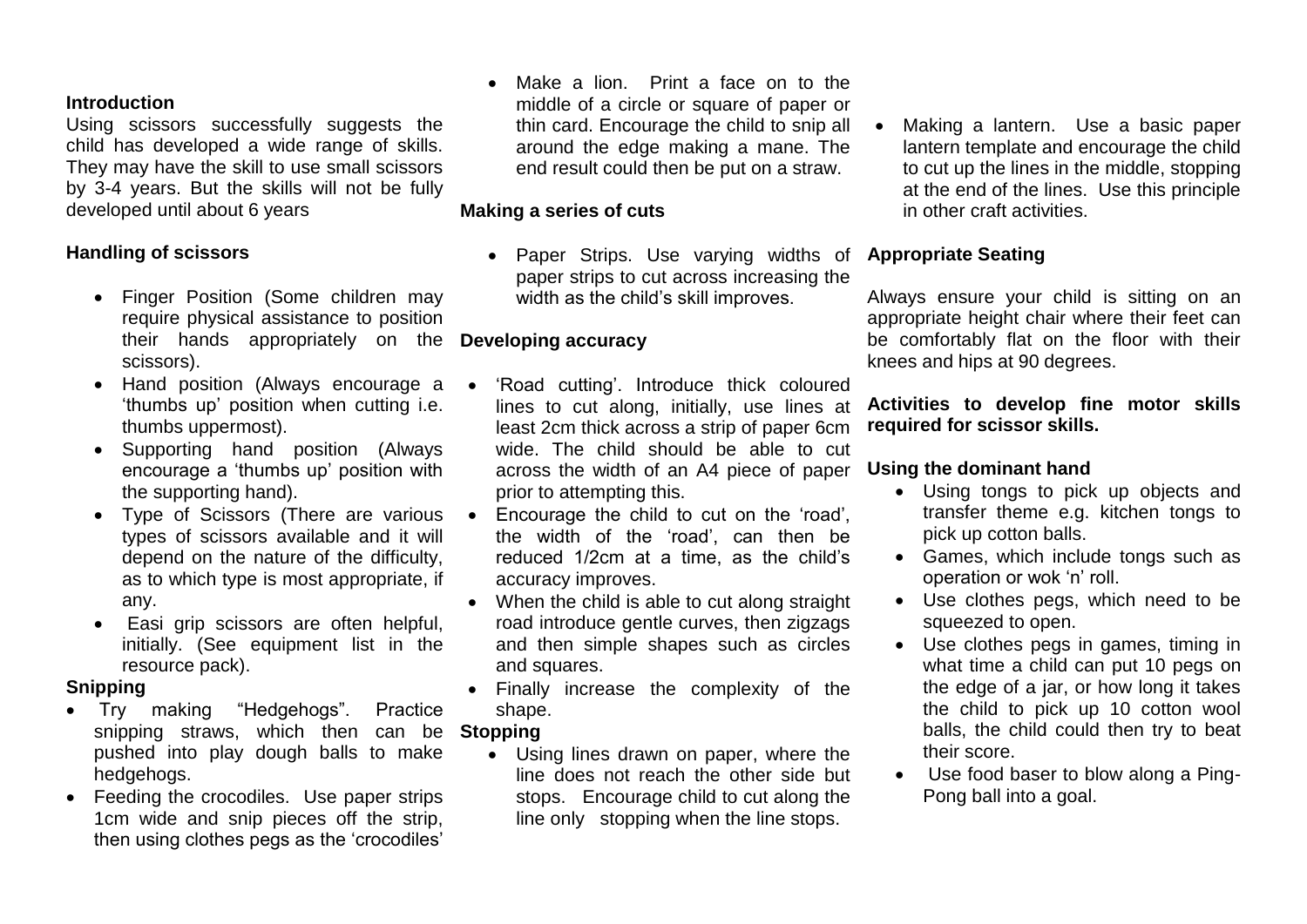**Introduction**

Using scissors successfully suggests the child has developed a wide range of skills. They may have the skill to use small scissors by 3-4 years. But the skills will not be fully developed until about 6 years

**Handling of scissors**

- Finger Position (Some children may require physical assistance to position their hands appropriately on the scissors).
- Hand position (Always encourage a 'thumbs up' position when cutting i.e. thumbs uppermost).
- Supporting hand position (Always encourage a 'thumbs up' position with the supporting hand).
- Type of Scissors (There are various types of scissors available and it will depend on the nature of the difficulty, as to which type is most appropriate, if any.
- Easi grip scissors are often helpful, initially. (See equipment list in the resource pack).

**Snipping**

- Try making "Hedgehogs". Practice snipping straws, which then can be pushed into play dough balls to make hedgehogs.
- Feeding the crocodiles. Use paper strips 1cm wide and snip pieces off the strip, then using clothes pegs as the 'crocodiles'
- Make a lion. Print a face on to the middle of a circle or square of paper or thin card. Encourage the child to snip all around the edge making a mane. The end result could then be put on a straw.

**Making a series of cuts**

- Paper Strips. Use varying widths of paper strips to cut across increasing the width as the child's skill improves.

**Developing accuracy**

- 'Road cutting'. Introduce thick coloured lines to cut along, initially, use lines at least 2cm thick across a strip of paper 6cm wide. The child should be able to cut across the width of an A4 piece of paper prior to attempting this.
- Encourage the child to cut on the 'road', the width of the 'road', can then be reduced 1/2cm at a time, as the child's accuracy improves.
- When the child is able to cut along straight road introduce gentle curves, then zigzags and then simple shapes such as circles and squares.
- Finally increase the complexity of the shape.

**Stopping**

- Using lines drawn on paper, where the line does not reach the other side but stops. Encourage child to cut along the line only stopping when the line stops.
- Making a lantern. Use a basic paper lantern template and encourage the child to cut up the lines in the middle, stopping at the end of the lines. Use this principle in other craft activities.

**Appropriate Seating**

Always ensure your child is sitting on an appropriate height chair where their feet can be comfortably flat on the floor with their knees and hips at 90 degrees.

**Activities to develop fine motor skills required for scissor skills.**

**Using the dominant hand**

- Using tongs to pick up objects and transfer theme e.g. kitchen tongs to pick up cotton balls.
- Games, which include tongs such as operation or wok 'n' roll.
- Use clothes pegs, which need to be squeezed to open.
- Use clothes pegs in games, timing in what time a child can put 10 pegs on the edge of a jar, or how long it takes the child to pick up 10 cotton wool balls, the child could then try to beat their score.
- Use food baser to blow along a Ping-Pong ball into a goal.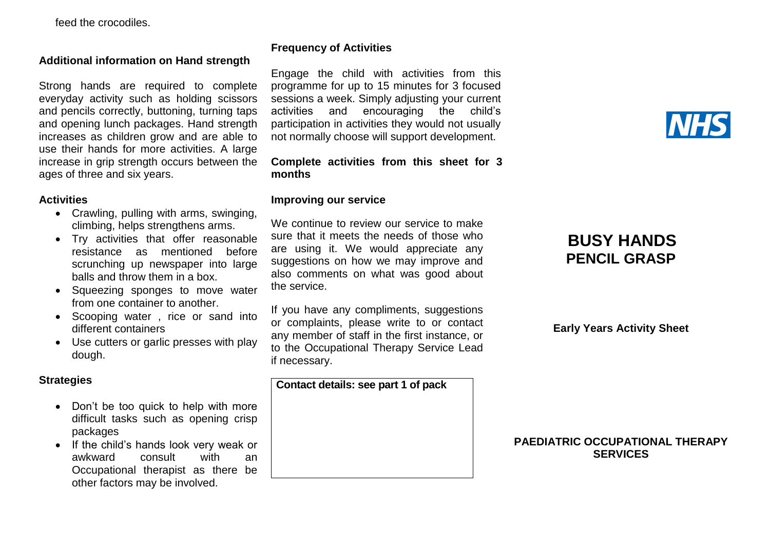feed the crocodiles.

### Additional information on Hand strength

Strong hands are required to complete everyday activity such as holding scissors and pencils correctly, buttoning, turning taps and opening lunch packages. Hand strength increases as children grow and are able to use their hands for more activities. A large increase in grip strength occurs between the ages of three and six years.

### Activities

- Crawling, pulling with arms, swinging, climbing, helps strengthens arms.
- Try activities that offer reasonable resistance as mentioned before scrunching up newspaper into large balls and throw them in a box.
- Squeezing sponges to move water from one container to another.
- Scooping water , rice or sand into different containers
- Use cutters or garlic presses with play dough.

### Strategies

- Don't be too quick to help with more difficult tasks such as opening crisp packages
- If the child's hands look very weak or awkward consult with an Occupational therapist as there be other factors may be involved.

### Frequency of Activities

Engage the child with activities from this programme for up to 15 minutes for 3 focused sessions a week. Simply adjusting your current activities and encouraging the child's participation in activities they would not usually not normally choose will support development.

**Complete activities from this sheet for 3 months**

### Improving our service

We continue to review our service to make sure that it meets the needs of those who are using it. We would appreciate any suggestions on how we may improve and also comments on what was good about the service.

If you have any compliments, suggestions or complaints, please write to or contact any member of staff in the first instance, or to the Occupational Therapy Service Lead if necessary.

**Contact details: see part 1 of pack**

NHS

# BUSY HANDS
## PENCIL GRASP

**Early Years Activity Sheet**

**PAEDIATRIC OCCUPATIONAL THERAPY SERVICES**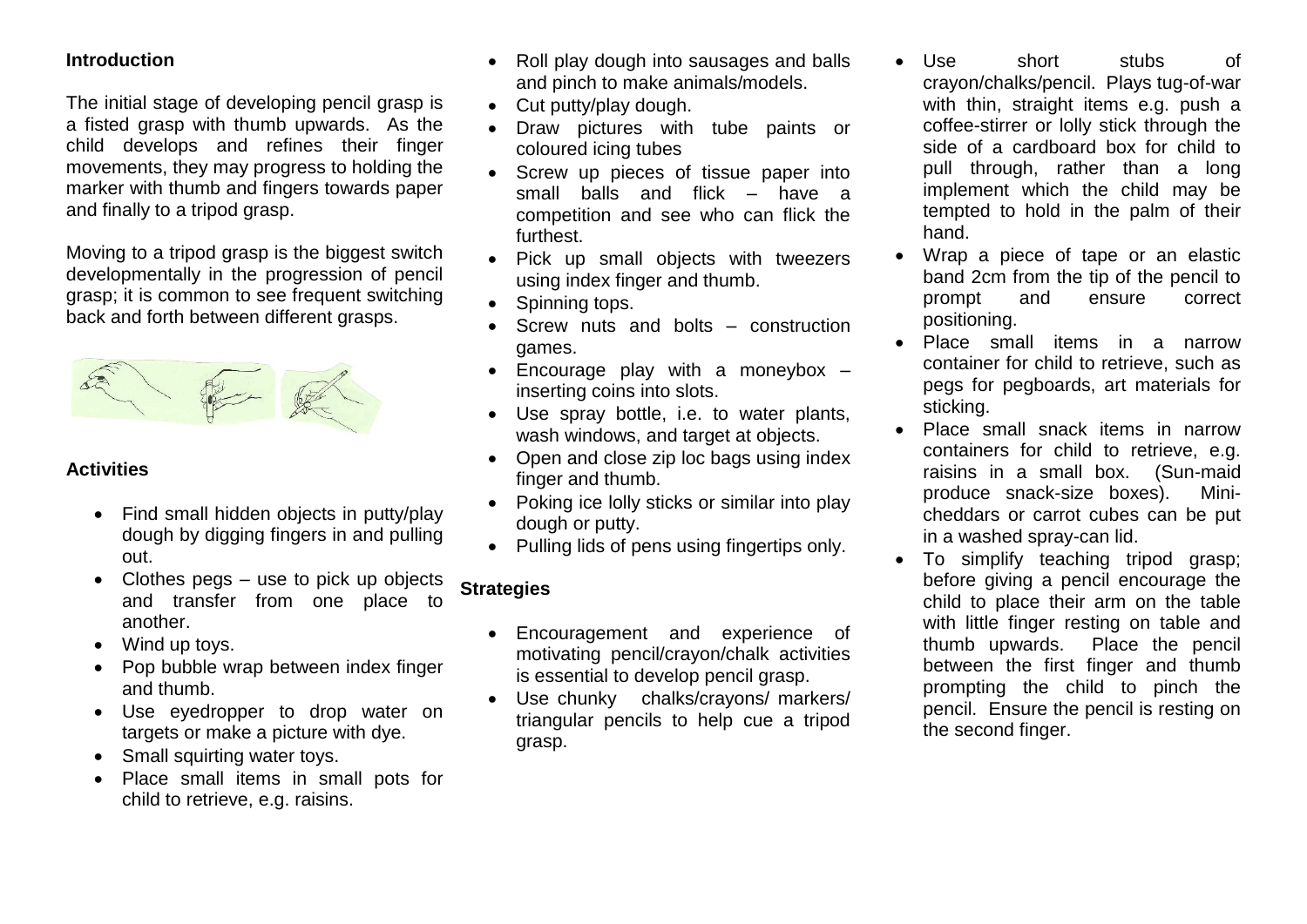## Introduction

The initial stage of developing pencil grasp is a fisted grasp with thumb upwards. As the child develops and refines their finger movements, they may progress to holding the marker with thumb and fingers towards paper and finally to a tripod grasp.

Moving to a tripod grasp is the biggest switch developmentally in the progression of pencil grasp; it is common to see frequent switching back and forth between different grasps.

## Activities

- Find small hidden objects in putty/play dough by digging fingers in and pulling out.
- Clothes pegs – use to pick up objects and transfer from one place to another.
- Wind up toys.
- Pop bubble wrap between index finger and thumb.
- Use eyedropper to drop water on targets or make a picture with dye.
- Small squirting water toys.
- Place small items in small pots for child to retrieve, e.g. raisins.
- Roll play dough into sausages and balls and pinch to make animals/models.
- Cut putty/play dough.
- Draw pictures with tube paints or coloured icing tubes
- Screw up pieces of tissue paper into small balls and flick – have a competition and see who can flick the furthest.
- Pick up small objects with tweezers using index finger and thumb.
- Spinning tops.
- Screw nuts and bolts – construction games.
- Encourage play with a moneybox – inserting coins into slots.
- Use spray bottle, i.e. to water plants, wash windows, and target at objects.
- Open and close zip loc bags using index finger and thumb.
- Poking ice lolly sticks or similar into play dough or putty.
- Pulling lids of pens using fingertips only.

## Strategies

- Encouragement and experience of motivating pencil/crayon/chalk activities is essential to develop pencil grasp.
- Use chunky chalks/crayons/ markers/ triangular pencils to help cue a tripod grasp.
- Use short stubs of crayon/chalks/pencil. Plays tug-of-war with thin, straight items e.g. push a coffee-stirrer or lolly stick through the side of a cardboard box for child to pull through, rather than a long implement which the child may be tempted to hold in the palm of their hand.
- Wrap a piece of tape or an elastic band 2cm from the tip of the pencil to prompt and ensure correct positioning.
- Place small items in a narrow container for child to retrieve, such as pegs for pegboards, art materials for sticking.
- Place small snack items in narrow containers for child to retrieve, e.g. raisins in a small box. (Sun-maid produce snack-size boxes). Mini-cheddars or carrot cubes can be put in a washed spray-can lid.
- To simplify teaching tripod grasp; before giving a pencil encourage the child to place their arm on the table with little finger resting on table and thumb upwards. Place the pencil between the first finger and thumb prompting the child to pinch the pencil. Ensure the pencil is resting on the second finger.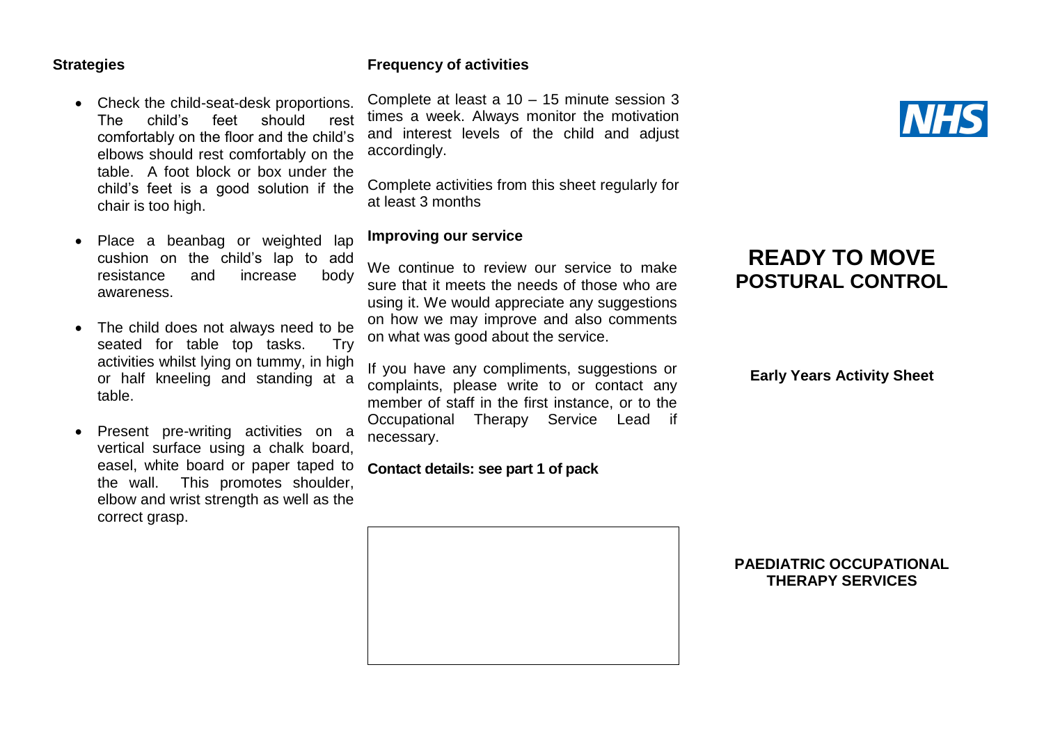**Strategies**

- Check the child-seat-desk proportions. The child's feet should rest comfortably on the floor and the child's elbows should rest comfortably on the table. A foot block or box under the child's feet is a good solution if the chair is too high.
- Place a beanbag or weighted lap cushion on the child's lap to add resistance and increase body awareness.
- The child does not always need to be seated for table top tasks. Try activities whilst lying on tummy, in high or half kneeling and standing at a table.
- Present pre-writing activities on a vertical surface using a chalk board, easel, white board or paper taped to the wall. This promotes shoulder, elbow and wrist strength as well as the correct grasp.

**Frequency of activities**

Complete at least a 10 – 15 minute session 3 times a week. Always monitor the motivation and interest levels of the child and adjust accordingly.

Complete activities from this sheet regularly for at least 3 months

**Improving our service**

We continue to review our service to make sure that it meets the needs of those who are using it. We would appreciate any suggestions on how we may improve and also comments on what was good about the service.

If you have any compliments, suggestions or complaints, please write to or contact any member of staff in the first instance, or to the Occupational Therapy Service Lead if necessary.

**Contact details: see part 1 of pack**

NHS

# READY TO MOVE
## POSTURAL CONTROL

**Early Years Activity Sheet**

**PAEDIATRIC OCCUPATIONAL THERAPY SERVICES**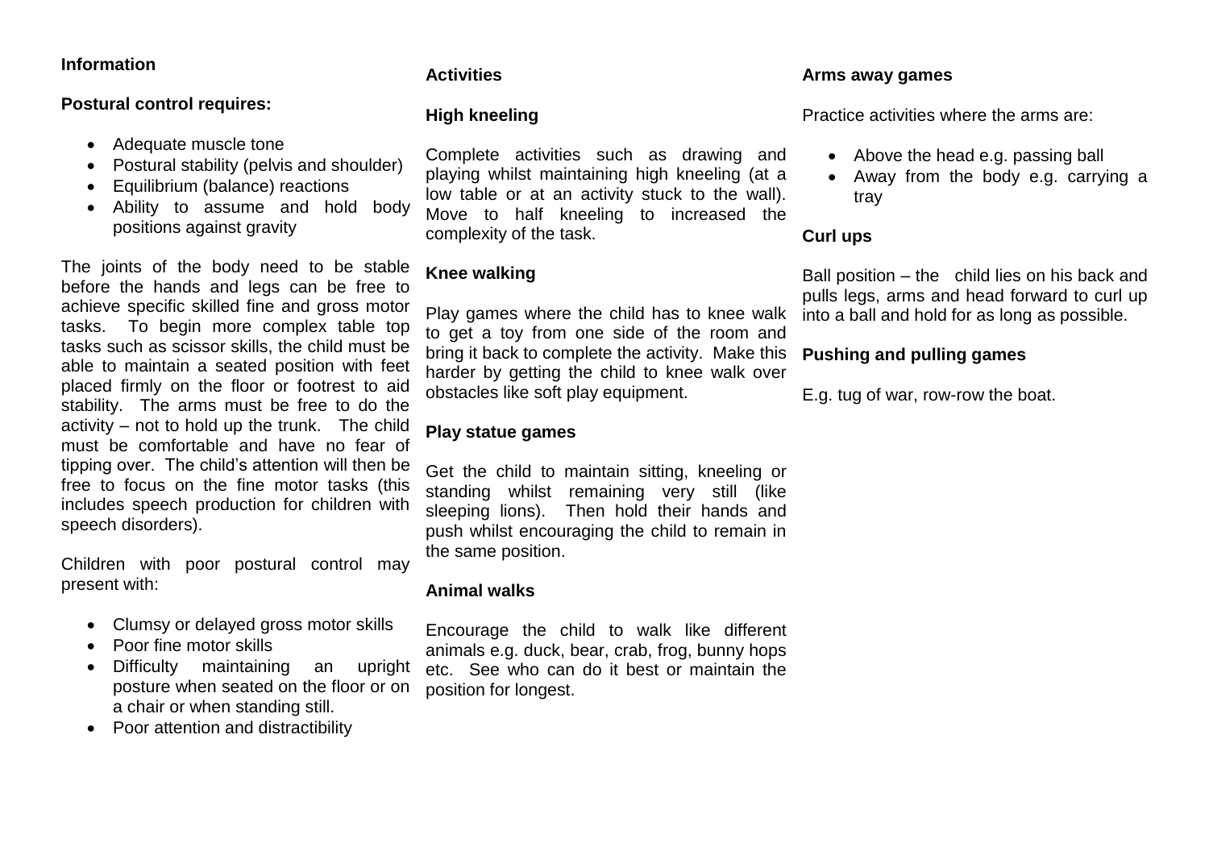**Information**

**Postural control requires:**

- Adequate muscle tone
- Postural stability (pelvis and shoulder)
- Equilibrium (balance) reactions
- Ability to assume and hold body positions against gravity

The joints of the body need to be stable before the hands and legs can be free to achieve specific skilled fine and gross motor tasks. To begin more complex table top tasks such as scissor skills, the child must be able to maintain a seated position with feet placed firmly on the floor or footrest to aid stability. The arms must be free to do the activity – not to hold up the trunk. The child must be comfortable and have no fear of tipping over. The child's attention will then be free to focus on the fine motor tasks (this includes speech production for children with speech disorders).

Children with poor postural control may present with:

- Clumsy or delayed gross motor skills
- Poor fine motor skills
- Difficulty maintaining an upright posture when seated on the floor or on a chair or when standing still.
- Poor attention and distractibility

**Activities**

**High kneeling**

Complete activities such as drawing and playing whilst maintaining high kneeling (at a low table or at an activity stuck to the wall). Move to half kneeling to increased the complexity of the task.

**Knee walking**

Play games where the child has to knee walk to get a toy from one side of the room and bring it back to complete the activity. Make this harder by getting the child to knee walk over obstacles like soft play equipment.

**Play statue games**

Get the child to maintain sitting, kneeling or standing whilst remaining very still (like sleeping lions). Then hold their hands and push whilst encouraging the child to remain in the same position.

**Animal walks**

Encourage the child to walk like different animals e.g. duck, bear, crab, frog, bunny hops etc. See who can do it best or maintain the position for longest.

**Arms away games**

Practice activities where the arms are:

- Above the head e.g. passing ball
- Away from the body e.g. carrying a tray

**Curl ups**

Ball position – the child lies on his back and pulls legs, arms and head forward to curl up into a ball and hold for as long as possible.

**Pushing and pulling games**

E.g. tug of war, row-row the boat.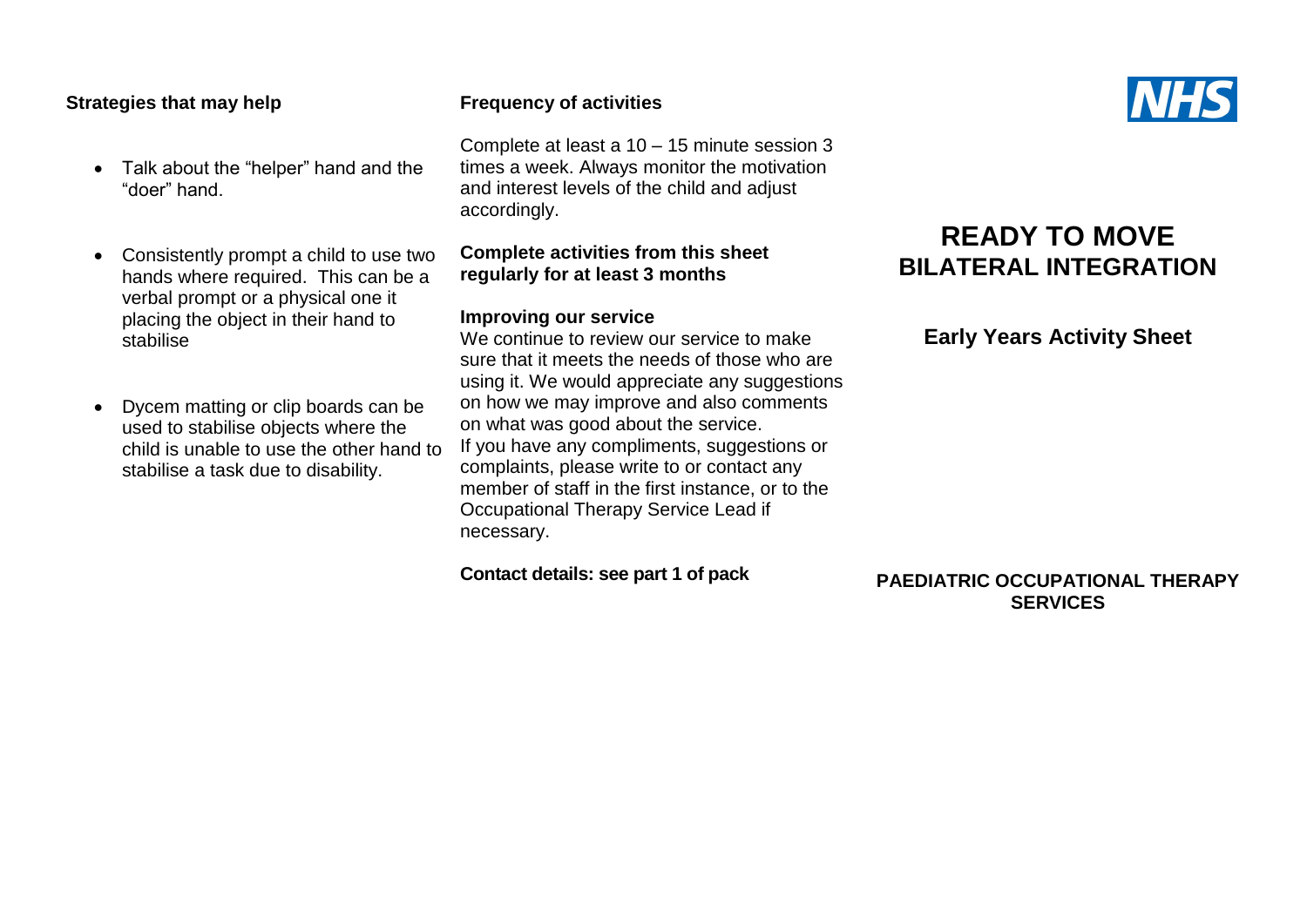**Strategies that may help**

- Talk about the "helper" hand and the "doer" hand.
- Consistently prompt a child to use two hands where required. This can be a verbal prompt or a physical one it placing the object in their hand to stabilise
- Dycem matting or clip boards can be used to stabilise objects where the child is unable to use the other hand to stabilise a task due to disability.

**Frequency of activities**

Complete at least a 10 – 15 minute session 3 times a week. Always monitor the motivation and interest levels of the child and adjust accordingly.

**Complete activities from this sheet regularly for at least 3 months**

**Improving our service**

We continue to review our service to make sure that it meets the needs of those who are using it. We would appreciate any suggestions on how we may improve and also comments on what was good about the service.
If you have any compliments, suggestions or complaints, please write to or contact any member of staff in the first instance, or to the Occupational Therapy Service Lead if necessary.

**Contact details: see part 1 of pack**

NHS

# READY TO MOVE BILATERAL INTEGRATION

## Early Years Activity Sheet

**PAEDIATRIC OCCUPATIONAL THERAPY SERVICES**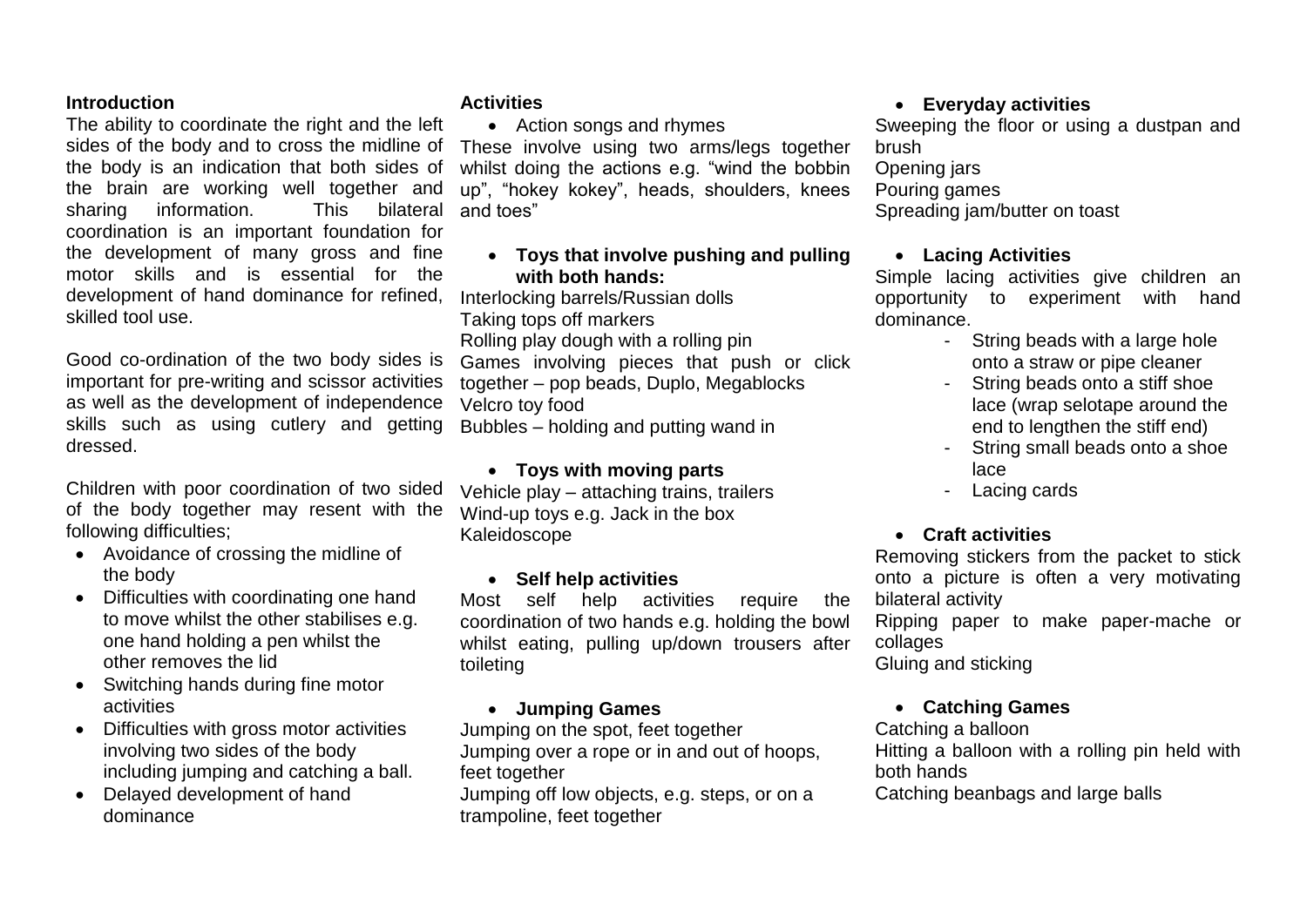**Introduction**

The ability to coordinate the right and the left sides of the body and to cross the midline of the body is an indication that both sides of the brain are working well together and sharing information. This bilateral coordination is an important foundation for the development of many gross and fine motor skills and is essential for the development of hand dominance for refined, skilled tool use.

Good co-ordination of the two body sides is important for pre-writing and scissor activities as well as the development of independence skills such as using cutlery and getting dressed.

Children with poor coordination of two sided of the body together may resent with the following difficulties;

- Avoidance of crossing the midline of the body
- Difficulties with coordinating one hand to move whilst the other stabilises e.g. one hand holding a pen whilst the other removes the lid
- Switching hands during fine motor activities
- Difficulties with gross motor activities involving two sides of the body including jumping and catching a ball.
- Delayed development of hand dominance

**Activities**

- Action songs and rhymes

These involve using two arms/legs together whilst doing the actions e.g. "wind the bobbin up", "hokey kokey", heads, shoulders, knees and toes"

- **Toys that involve pushing and pulling with both hands:**

Interlocking barrels/Russian dolls
Taking tops off markers
Rolling play dough with a rolling pin
Games involving pieces that push or click together – pop beads, Duplo, Megablocks
Velcro toy food
Bubbles – holding and putting wand in

- **Toys with moving parts**

Vehicle play – attaching trains, trailers
Wind-up toys e.g. Jack in the box
Kaleidoscope

- **Self help activities**

Most self help activities require the coordination of two hands e.g. holding the bowl whilst eating, pulling up/down trousers after toileting

- **Jumping Games**

Jumping on the spot, feet together
Jumping over a rope or in and out of hoops, feet together
Jumping off low objects, e.g. steps, or on a trampoline, feet together

- **Everyday activities**

Sweeping the floor or using a dustpan and brush
Opening jars
Pouring games
Spreading jam/butter on toast

- **Lacing Activities**

Simple lacing activities give children an opportunity to experiment with hand dominance.

- String beads with a large hole onto a straw or pipe cleaner
- String beads onto a stiff shoe lace (wrap selotape around the end to lengthen the stiff end)
- String small beads onto a shoe lace
- Lacing cards

- **Craft activities**

Removing stickers from the packet to stick onto a picture is often a very motivating bilateral activity
Ripping paper to make paper-mache or collages
Gluing and sticking

- **Catching Games**

Catching a balloon
Hitting a balloon with a rolling pin held with both hands
Catching beanbags and large balls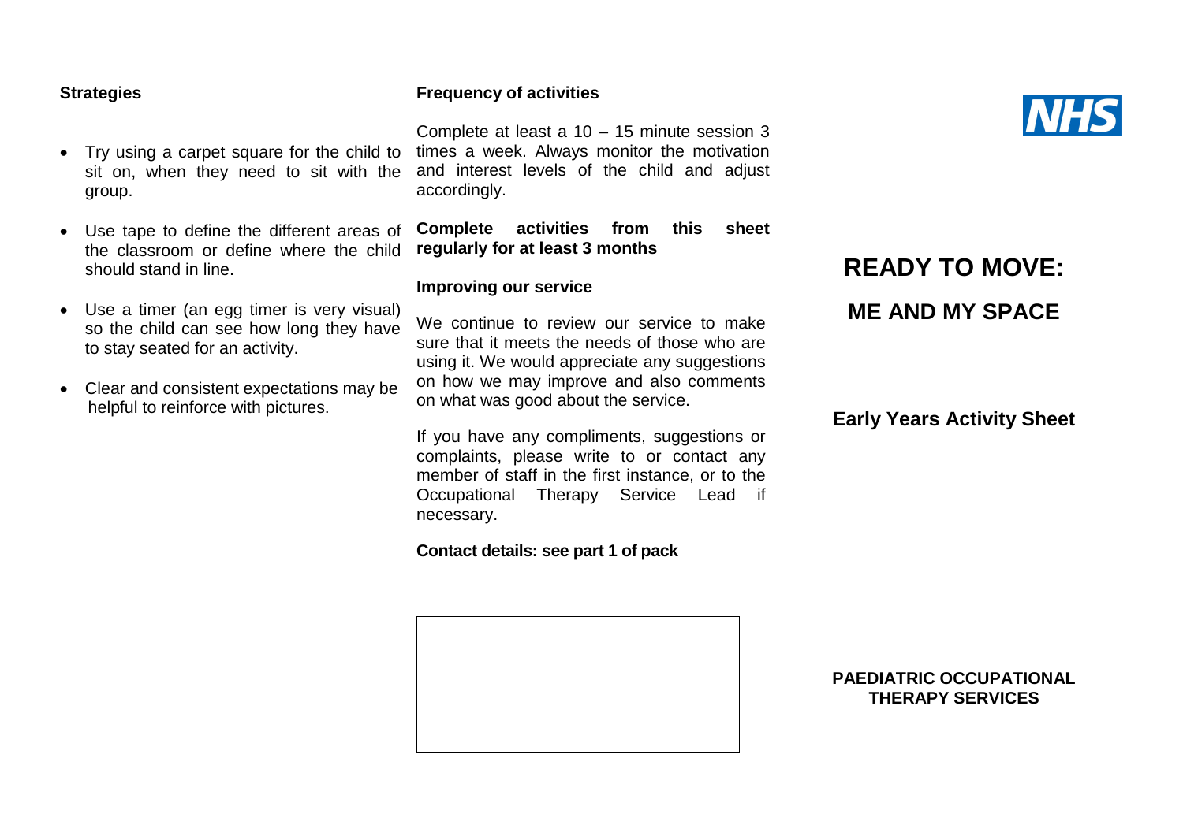**Strategies**

- Try using a carpet square for the child to sit on, when they need to sit with the group.
- Use tape to define the different areas of the classroom or define where the child should stand in line.
- Use a timer (an egg timer is very visual) so the child can see how long they have to stay seated for an activity.
- Clear and consistent expectations may be helpful to reinforce with pictures.

**Frequency of activities**

Complete at least a 10 – 15 minute session 3 times a week. Always monitor the motivation and interest levels of the child and adjust accordingly.

**Complete activities from this sheet regularly for at least 3 months**

**Improving our service**

We continue to review our service to make sure that it meets the needs of those who are using it. We would appreciate any suggestions on how we may improve and also comments on what was good about the service.

If you have any compliments, suggestions or complaints, please write to or contact any member of staff in the first instance, or to the Occupational Therapy Service Lead if necessary.

**Contact details: see part 1 of pack**

NHS

# READY TO MOVE:

# ME AND MY SPACE

## Early Years Activity Sheet

**PAEDIATRIC OCCUPATIONAL THERAPY SERVICES**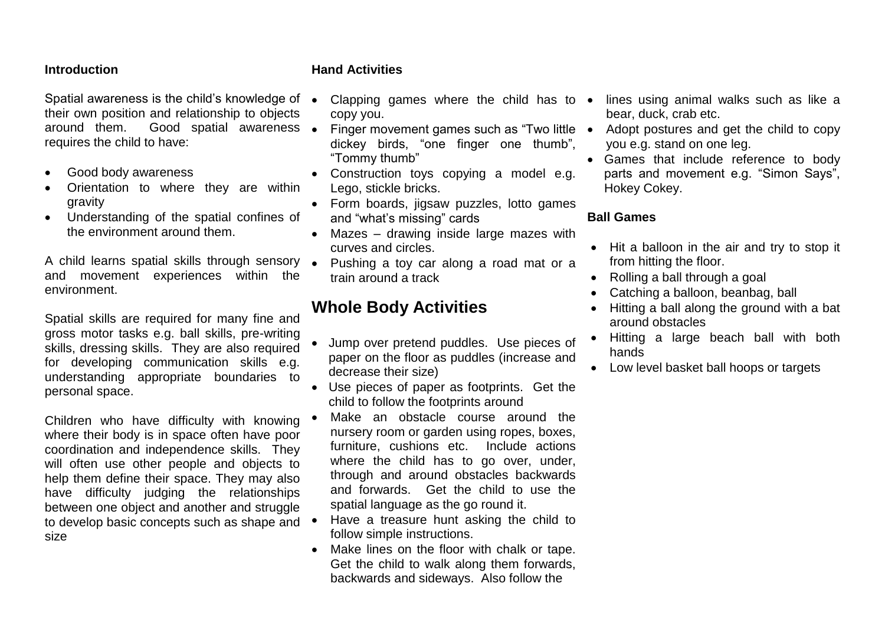### Introduction

Spatial awareness is the child's knowledge of their own position and relationship to objects around them. Good spatial awareness requires the child to have:

- Good body awareness
- Orientation to where they are within gravity
- Understanding of the spatial confines of the environment around them.

A child learns spatial skills through sensory and movement experiences within the environment.

Spatial skills are required for many fine and gross motor tasks e.g. ball skills, pre-writing skills, dressing skills. They are also required for developing communication skills e.g. understanding appropriate boundaries to personal space.

Children who have difficulty with knowing where their body is in space often have poor coordination and independence skills. They will often use other people and objects to help them define their space. They may also have difficulty judging the relationships between one object and another and struggle to develop basic concepts such as shape and size

### Hand Activities

- Clapping games where the child has to copy you.
- Finger movement games such as "Two little dickey birds, "one finger one thumb", "Tommy thumb"
- Construction toys copying a model e.g. Lego, stickle bricks.
- Form boards, jigsaw puzzles, lotto games and "what's missing" cards
- Mazes – drawing inside large mazes with curves and circles.
- Pushing a toy car along a road mat or a train around a track

## Whole Body Activities

- Jump over pretend puddles. Use pieces of paper on the floor as puddles (increase and decrease their size)
- Use pieces of paper as footprints. Get the child to follow the footprints around
- Make an obstacle course around the nursery room or garden using ropes, boxes, furniture, cushions etc. Include actions where the child has to go over, under, through and around obstacles backwards and forwards. Get the child to use the spatial language as the go round it.
- Have a treasure hunt asking the child to follow simple instructions.
- Make lines on the floor with chalk or tape. Get the child to walk along them forwards, backwards and sideways. Also follow the lines using animal walks such as like a bear, duck, crab etc.
- Adopt postures and get the child to copy you e.g. stand on one leg.
- Games that include reference to body parts and movement e.g. "Simon Says", Hokey Cokey.

### Ball Games

- Hit a balloon in the air and try to stop it from hitting the floor.
- Rolling a ball through a goal
- Catching a balloon, beanbag, ball
- Hitting a ball along the ground with a bat around obstacles
- Hitting a large beach ball with both hands
- Low level basket ball hoops or targets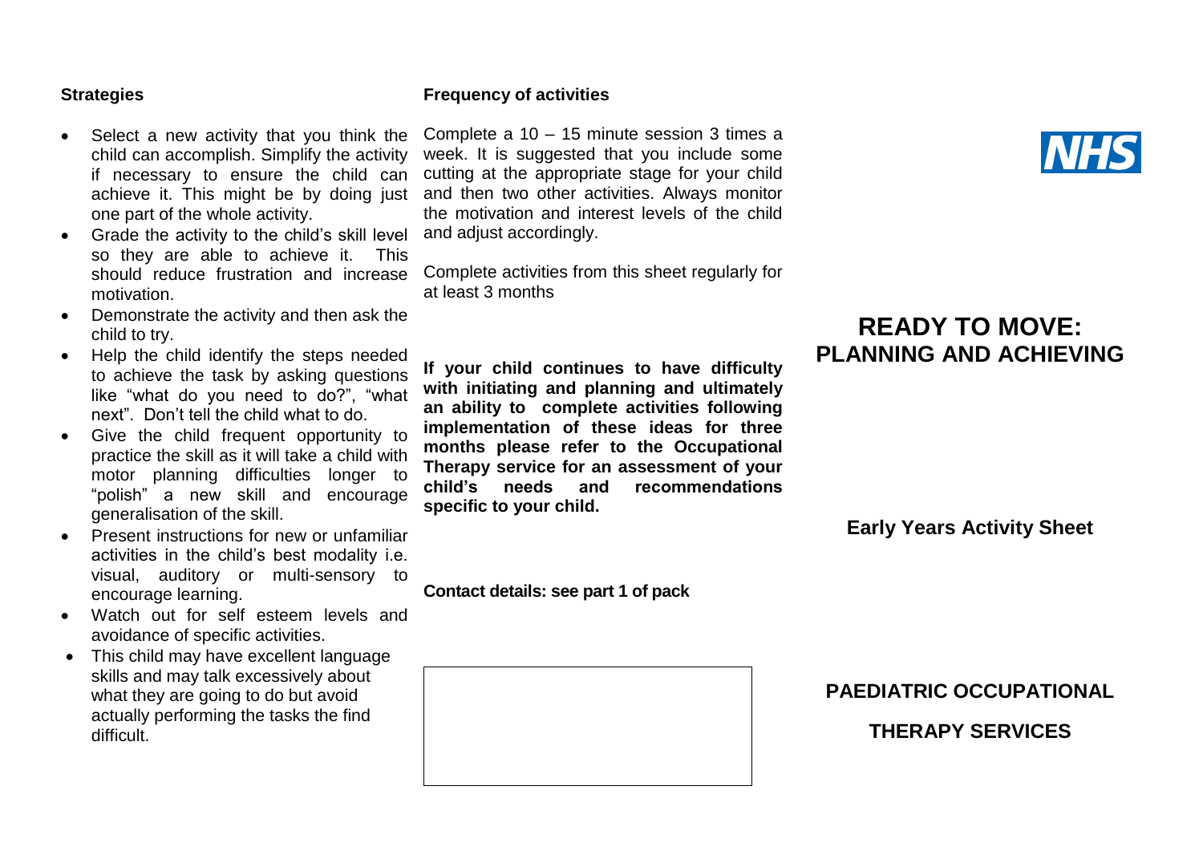## Strategies

- Select a new activity that you think the child can accomplish. Simplify the activity if necessary to ensure the child can achieve it. This might be by doing just one part of the whole activity.
- Grade the activity to the child's skill level so they are able to achieve it. This should reduce frustration and increase motivation.
- Demonstrate the activity and then ask the child to try.
- Help the child identify the steps needed to achieve the task by asking questions like "what do you need to do?", "what next". Don't tell the child what to do.
- Give the child frequent opportunity to practice the skill as it will take a child with motor planning difficulties longer to "polish" a new skill and encourage generalisation of the skill.
- Present instructions for new or unfamiliar activities in the child's best modality i.e. visual, auditory or multi-sensory to encourage learning.
- Watch out for self esteem levels and avoidance of specific activities.
- This child may have excellent language skills and may talk excessively about what they are going to do but avoid actually performing the tasks the find difficult.

## Frequency of activities

Complete a 10 – 15 minute session 3 times a week. It is suggested that you include some cutting at the appropriate stage for your child and then two other activities. Always monitor the motivation and interest levels of the child and adjust accordingly.

Complete activities from this sheet regularly for at least 3 months

**If your child continues to have difficulty with initiating and planning and ultimately an ability to complete activities following implementation of these ideas for three months please refer to the Occupational Therapy service for an assessment of your child's needs and recommendations specific to your child.**

**Contact details: see part 1 of pack**

NHS

# READY TO MOVE: PLANNING AND ACHIEVING

**Early Years Activity Sheet**

**PAEDIATRIC OCCUPATIONAL THERAPY SERVICES**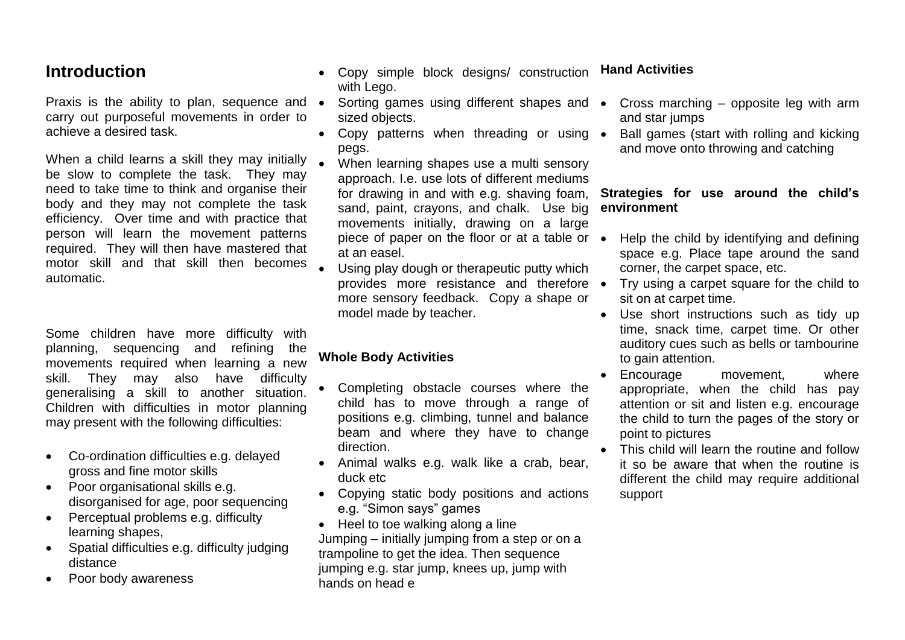## Introduction

Praxis is the ability to plan, sequence and carry out purposeful movements in order to achieve a desired task.

When a child learns a skill they may initially be slow to complete the task. They may need to take time to think and organise their body and they may not complete the task efficiency. Over time and with practice that person will learn the movement patterns required. They will then have mastered that motor skill and that skill then becomes automatic.

Some children have more difficulty with planning, sequencing and refining the movements required when learning a new skill. They may also have difficulty generalising a skill to another situation. Children with difficulties in motor planning may present with the following difficulties:

- Co-ordination difficulties e.g. delayed gross and fine motor skills
- Poor organisational skills e.g. disorganised for age, poor sequencing
- Perceptual problems e.g. difficulty learning shapes,
- Spatial difficulties e.g. difficulty judging distance
- Poor body awareness

- Copy simple block designs/ construction with Lego.
- Sorting games using different shapes and sized objects.
- Copy patterns when threading or using pegs.
- When learning shapes use a multi sensory approach. I.e. use lots of different mediums for drawing in and with e.g. shaving foam, sand, paint, crayons, and chalk. Use big movements initially, drawing on a large piece of paper on the floor or at a table or at an easel.
- Using play dough or therapeutic putty which provides more resistance and therefore more sensory feedback. Copy a shape or model made by teacher.

**Whole Body Activities**

- Completing obstacle courses where the child has to move through a range of positions e.g. climbing, tunnel and balance beam and where they have to change direction.
- Animal walks e.g. walk like a crab, bear, duck etc
- Copying static body positions and actions e.g. "Simon says" games
- Heel to toe walking along a line

Jumping – initially jumping from a step or on a trampoline to get the idea. Then sequence jumping e.g. star jump, knees up, jump with hands on head e

**Hand Activities**

- Cross marching – opposite leg with arm and star jumps
- Ball games (start with rolling and kicking and move onto throwing and catching

**Strategies for use around the child's environment**

- Help the child by identifying and defining space e.g. Place tape around the sand corner, the carpet space, etc.
- Try using a carpet square for the child to sit on at carpet time.
- Use short instructions such as tidy up time, snack time, carpet time. Or other auditory cues such as bells or tambourine to gain attention.
- Encourage movement, where appropriate, when the child has pay attention or sit and listen e.g. encourage the child to turn the pages of the story or point to pictures
- This child will learn the routine and follow it so be aware that when the routine is different the child may require additional support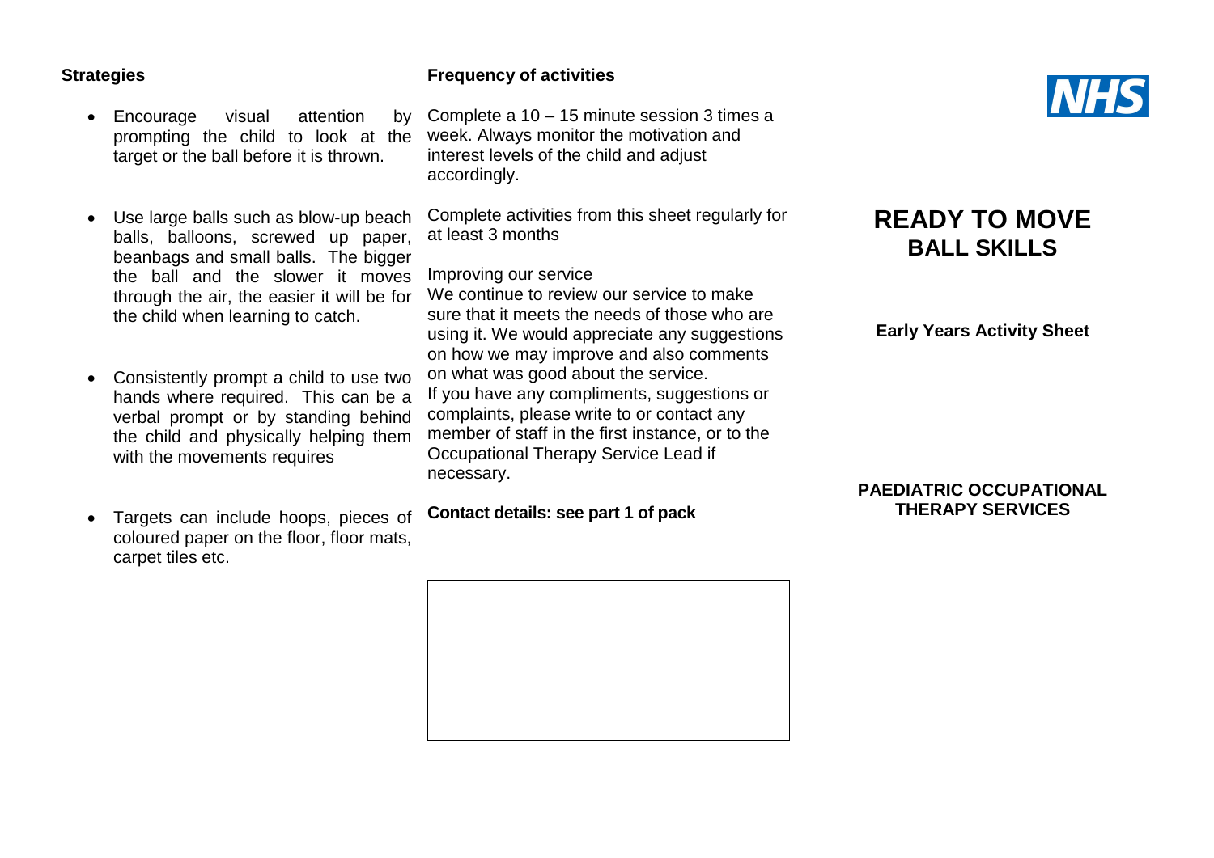## Strategies

- Encourage visual attention by prompting the child to look at the target or the ball before it is thrown.
- Use large balls such as blow-up beach balls, balloons, screwed up paper, beanbags and small balls. The bigger the ball and the slower it moves through the air, the easier it will be for the child when learning to catch.
- Consistently prompt a child to use two hands where required. This can be a verbal prompt or by standing behind the child and physically helping them with the movements requires
- Targets can include hoops, pieces of coloured paper on the floor, floor mats, carpet tiles etc.

## Frequency of activities

Complete a 10 – 15 minute session 3 times a week. Always monitor the motivation and interest levels of the child and adjust accordingly.

Complete activities from this sheet regularly for at least 3 months

Improving our service

We continue to review our service to make sure that it meets the needs of those who are using it. We would appreciate any suggestions on how we may improve and also comments on what was good about the service.

If you have any compliments, suggestions or complaints, please write to or contact any member of staff in the first instance, or to the Occupational Therapy Service Lead if necessary.

**Contact details: see part 1 of pack**

NHS

# READY TO MOVE
## BALL SKILLS

**Early Years Activity Sheet**

**PAEDIATRIC OCCUPATIONAL THERAPY SERVICES**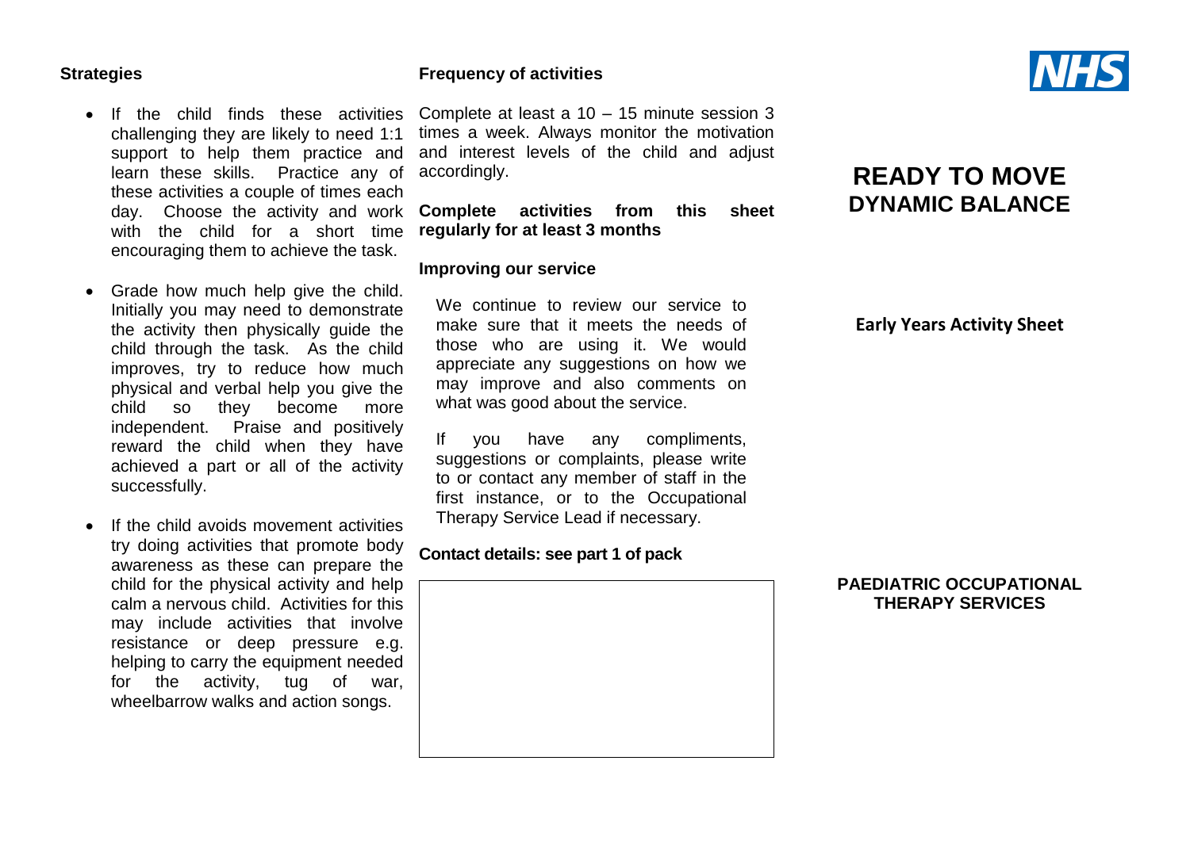### Strategies

- If the child finds these activities challenging they are likely to need 1:1 support to help them practice and learn these skills. Practice any of these activities a couple of times each day. Choose the activity and work with the child for a short time encouraging them to achieve the task.
- Grade how much help give the child. Initially you may need to demonstrate the activity then physically guide the child through the task. As the child improves, try to reduce how much physical and verbal help you give the child so they become more independent. Praise and positively reward the child when they have achieved a part or all of the activity successfully.
- If the child avoids movement activities try doing activities that promote body awareness as these can prepare the child for the physical activity and help calm a nervous child. Activities for this may include activities that involve resistance or deep pressure e.g. helping to carry the equipment needed for the activity, tug of war, wheelbarrow walks and action songs.

### Frequency of activities

Complete at least a 10 – 15 minute session 3 times a week. Always monitor the motivation and interest levels of the child and adjust accordingly.

**Complete activities from this sheet regularly for at least 3 months**

### Improving our service

We continue to review our service to make sure that it meets the needs of those who are using it. We would appreciate any suggestions on how we may improve and also comments on what was good about the service.

If you have any compliments, suggestions or complaints, please write to or contact any member of staff in the first instance, or to the Occupational Therapy Service Lead if necessary.

**Contact details: see part 1 of pack**

NHS

# READY TO MOVE
## DYNAMIC BALANCE

**Early Years Activity Sheet**

**PAEDIATRIC OCCUPATIONAL THERAPY SERVICES**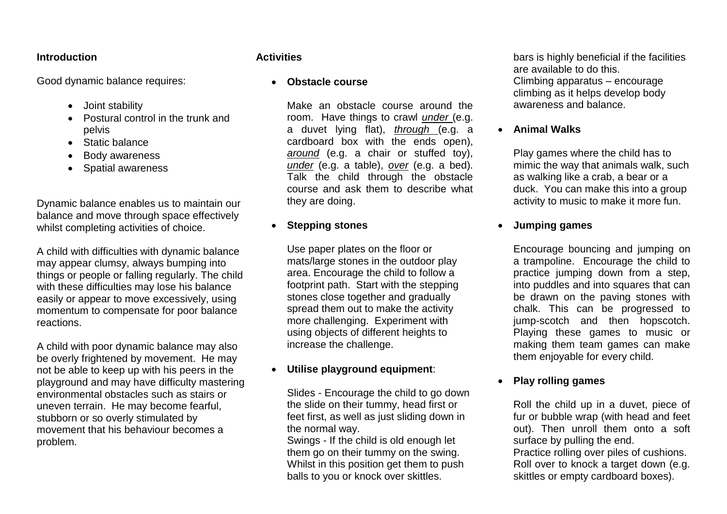## Introduction

Good dynamic balance requires:

- Joint stability
- Postural control in the trunk and pelvis
- Static balance
- Body awareness
- Spatial awareness

Dynamic balance enables us to maintain our balance and move through space effectively whilst completing activities of choice.

A child with difficulties with dynamic balance may appear clumsy, always bumping into things or people or falling regularly. The child with these difficulties may lose his balance easily or appear to move excessively, using momentum to compensate for poor balance reactions.

A child with poor dynamic balance may also be overly frightened by movement. He may not be able to keep up with his peers in the playground and may have difficulty mastering environmental obstacles such as stairs or uneven terrain. He may become fearful, stubborn or so overly stimulated by movement that his behaviour becomes a problem.

## Activities

- **Obstacle course**

  Make an obstacle course around the room. Have things to crawl ***under*** (e.g. a duvet lying flat), ***through*** (e.g. a cardboard box with the ends open), ***around*** (e.g. a chair or stuffed toy), ***under*** (e.g. a table), ***over*** (e.g. a bed). Talk the child through the obstacle course and ask them to describe what they are doing.

- **Stepping stones**

  Use paper plates on the floor or mats/large stones in the outdoor play area. Encourage the child to follow a footprint path. Start with the stepping stones close together and gradually spread them out to make the activity more challenging. Experiment with using objects of different heights to increase the challenge.

- **Utilise playground equipment**:

  Slides - Encourage the child to go down the slide on their tummy, head first or feet first, as well as just sliding down in the normal way.
  Swings - If the child is old enough let them go on their tummy on the swing. Whilst in this position get them to push balls to you or knock over skittles.
  bars is highly beneficial if the facilities are available to do this.
  Climbing apparatus – encourage climbing as it helps develop body awareness and balance.

- **Animal Walks**

  Play games where the child has to mimic the way that animals walk, such as walking like a crab, a bear or a duck. You can make this into a group activity to music to make it more fun.

- **Jumping games**

  Encourage bouncing and jumping on a trampoline. Encourage the child to practice jumping down from a step, into puddles and into squares that can be drawn on the paving stones with chalk. This can be progressed to jump-scotch and then hopscotch. Playing these games to music or making them team games can make them enjoyable for every child.

- **Play rolling games**

  Roll the child up in a duvet, piece of fur or bubble wrap (with head and feet out). Then unroll them onto a soft surface by pulling the end.
  Practice rolling over piles of cushions.
  Roll over to knock a target down (e.g. skittles or empty cardboard boxes).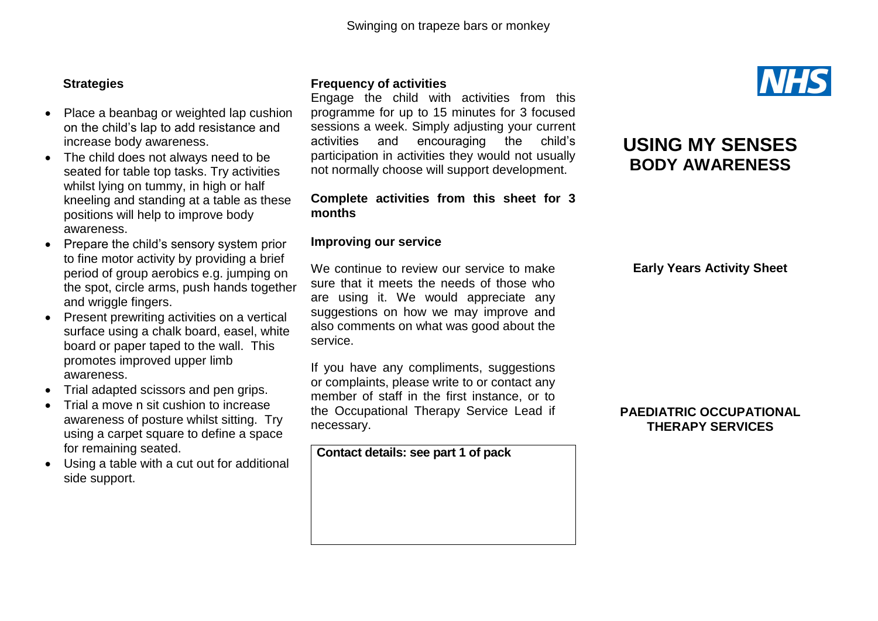Swinging on trapeze bars or monkey

### Strategies

- Place a beanbag or weighted lap cushion on the child's lap to add resistance and increase body awareness.
- The child does not always need to be seated for table top tasks. Try activities whilst lying on tummy, in high or half kneeling and standing at a table as these positions will help to improve body awareness.
- Prepare the child's sensory system prior to fine motor activity by providing a brief period of group aerobics e.g. jumping on the spot, circle arms, push hands together and wriggle fingers.
- Present prewriting activities on a vertical surface using a chalk board, easel, white board or paper taped to the wall. This promotes improved upper limb awareness.
- Trial adapted scissors and pen grips.
- Trial a move n sit cushion to increase awareness of posture whilst sitting. Try using a carpet square to define a space for remaining seated.
- Using a table with a cut out for additional side support.

### Frequency of activities

Engage the child with activities from this programme for up to 15 minutes for 3 focused sessions a week. Simply adjusting your current activities and encouraging the child's participation in activities they would not usually not normally choose will support development.

**Complete activities from this sheet for 3 months**

### Improving our service

We continue to review our service to make sure that it meets the needs of those who are using it. We would appreciate any suggestions on how we may improve and also comments on what was good about the service.

If you have any compliments, suggestions or complaints, please write to or contact any member of staff in the first instance, or to the Occupational Therapy Service Lead if necessary.

**Contact details: see part 1 of pack**

NHS

# USING MY SENSES BODY AWARENESS

**Early Years Activity Sheet**

**PAEDIATRIC OCCUPATIONAL THERAPY SERVICES**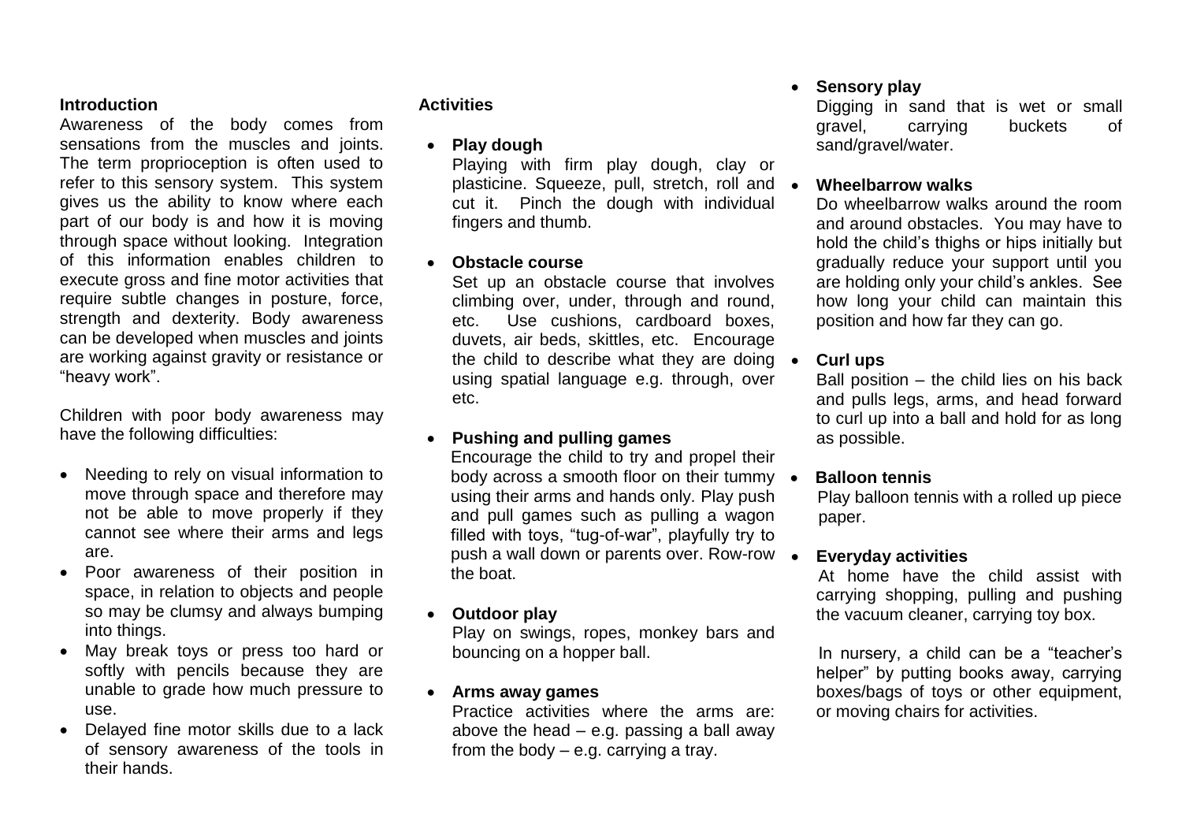**Introduction**

Awareness of the body comes from sensations from the muscles and joints. The term proprioception is often used to refer to this sensory system. This system gives us the ability to know where each part of our body is and how it is moving through space without looking. Integration of this information enables children to execute gross and fine motor activities that require subtle changes in posture, force, strength and dexterity. Body awareness can be developed when muscles and joints are working against gravity or resistance or "heavy work".

Children with poor body awareness may have the following difficulties:

- Needing to rely on visual information to move through space and therefore may not be able to move properly if they cannot see where their arms and legs are.
- Poor awareness of their position in space, in relation to objects and people so may be clumsy and always bumping into things.
- May break toys or press too hard or softly with pencils because they are unable to grade how much pressure to use.
- Delayed fine motor skills due to a lack of sensory awareness of the tools in their hands.

**Activities**

- **Play dough**
  Playing with firm play dough, clay or plasticine. Squeeze, pull, stretch, roll and cut it. Pinch the dough with individual fingers and thumb.

- **Obstacle course**
  Set up an obstacle course that involves climbing over, under, through and round, etc. Use cushions, cardboard boxes, duvets, air beds, skittles, etc. Encourage the child to describe what they are doing using spatial language e.g. through, over etc.

- **Pushing and pulling games**
  Encourage the child to try and propel their body across a smooth floor on their tummy using their arms and hands only. Play push and pull games such as pulling a wagon filled with toys, "tug-of-war", playfully try to push a wall down or parents over. Row-row the boat.

- **Outdoor play**
  Play on swings, ropes, monkey bars and bouncing on a hopper ball.

- **Arms away games**
  Practice activities where the arms are: above the head – e.g. passing a ball away from the body – e.g. carrying a tray.

- **Sensory play**
  Digging in sand that is wet or small gravel, carrying buckets of sand/gravel/water.

- **Wheelbarrow walks**
  Do wheelbarrow walks around the room and around obstacles. You may have to hold the child's thighs or hips initially but gradually reduce your support until you are holding only your child's ankles. See how long your child can maintain this position and how far they can go.

- **Curl ups**
  Ball position – the child lies on his back and pulls legs, arms, and head forward to curl up into a ball and hold for as long as possible.

- **Balloon tennis**
  Play balloon tennis with a rolled up piece paper.

- **Everyday activities**
  At home have the child assist with carrying shopping, pulling and pushing the vacuum cleaner, carrying toy box.

  In nursery, a child can be a "teacher's helper" by putting books away, carrying boxes/bags of toys or other equipment, or moving chairs for activities.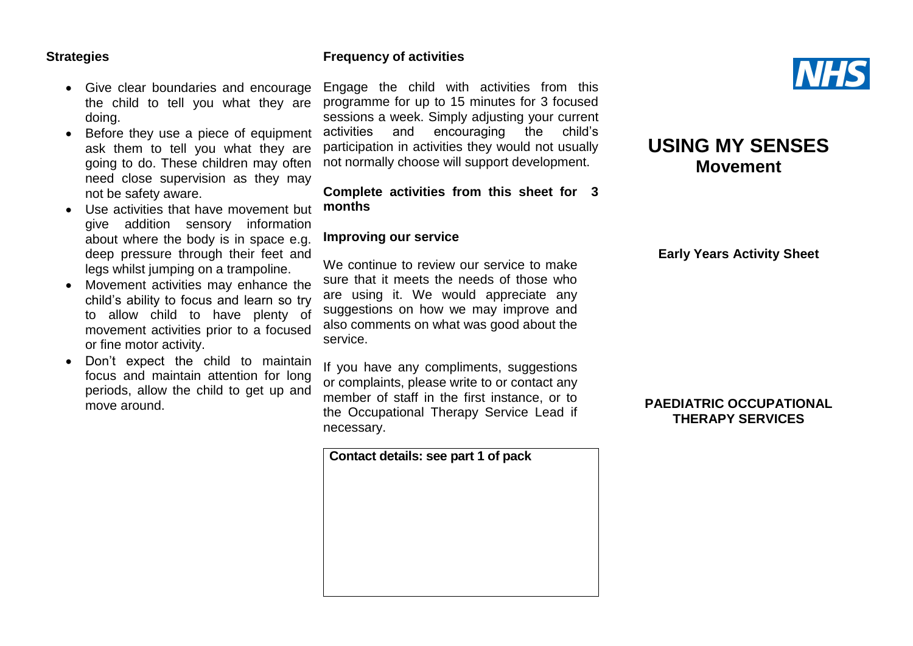### Strategies

- Give clear boundaries and encourage the child to tell you what they are doing.
- Before they use a piece of equipment ask them to tell you what they are going to do. These children may often need close supervision as they may not be safety aware.
- Use activities that have movement but give addition sensory information about where the body is in space e.g. deep pressure through their feet and legs whilst jumping on a trampoline.
- Movement activities may enhance the child's ability to focus and learn so try to allow child to have plenty of movement activities prior to a focused or fine motor activity.
- Don't expect the child to maintain focus and maintain attention for long periods, allow the child to get up and move around.

### Frequency of activities

Engage the child with activities from this programme for up to 15 minutes for 3 focused sessions a week. Simply adjusting your current activities and encouraging the child's participation in activities they would not usually not normally choose will support development.

**Complete activities from this sheet for 3 months**

### Improving our service

We continue to review our service to make sure that it meets the needs of those who are using it. We would appreciate any suggestions on how we may improve and also comments on what was good about the service.

If you have any compliments, suggestions or complaints, please write to or contact any member of staff in the first instance, or to the Occupational Therapy Service Lead if necessary.

**Contact details: see part 1 of pack**

NHS

# USING MY SENSES
## Movement

**Early Years Activity Sheet**

**PAEDIATRIC OCCUPATIONAL THERAPY SERVICES**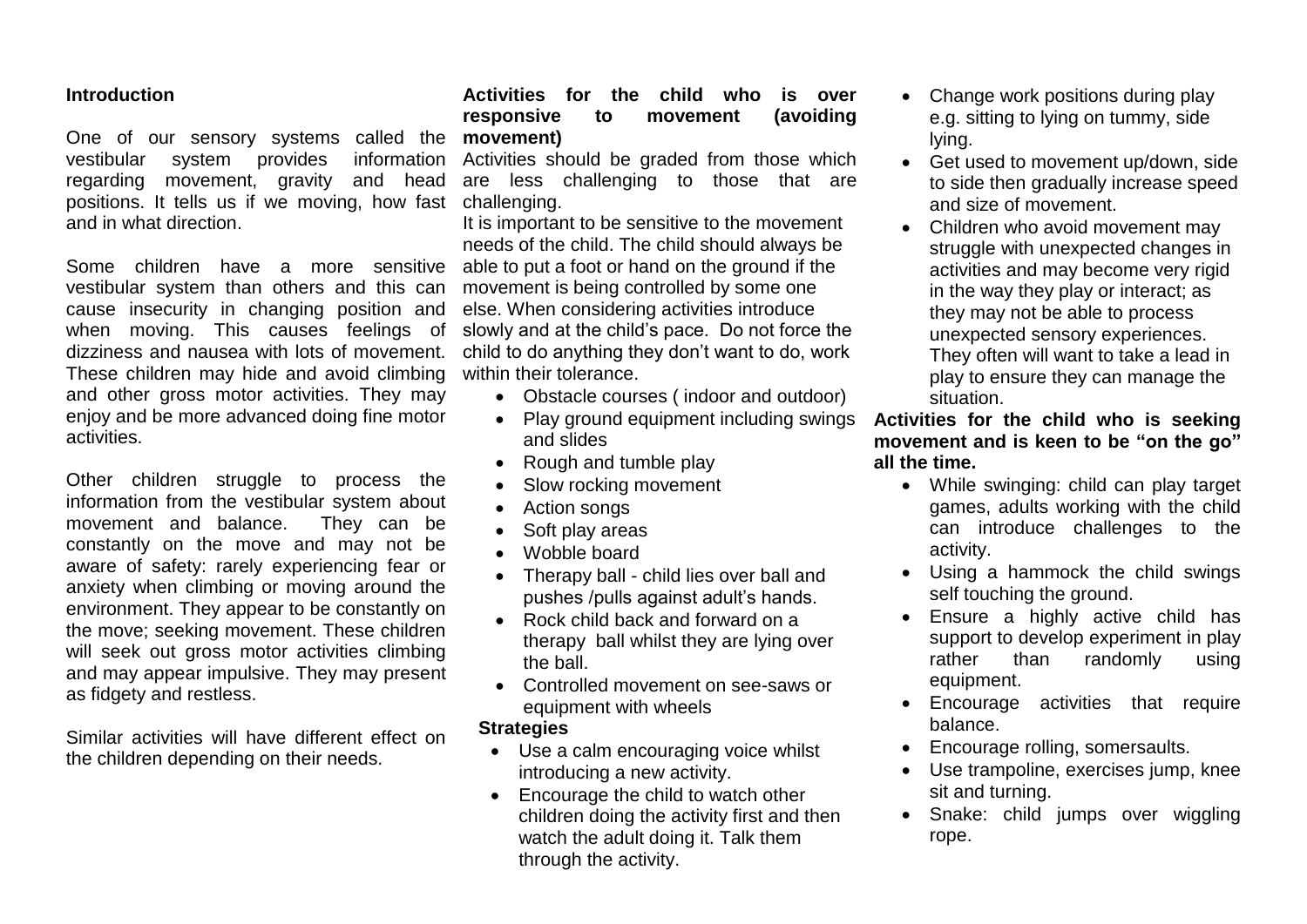## Introduction

One of our sensory systems called the vestibular system provides information regarding movement, gravity and head positions. It tells us if we moving, how fast and in what direction.

Some children have a more sensitive vestibular system than others and this can cause insecurity in changing position and when moving. This causes feelings of dizziness and nausea with lots of movement. These children may hide and avoid climbing and other gross motor activities. They may enjoy and be more advanced doing fine motor activities.

Other children struggle to process the information from the vestibular system about movement and balance. They can be constantly on the move and may not be aware of safety: rarely experiencing fear or anxiety when climbing or moving around the environment. They appear to be constantly on the move; seeking movement. These children will seek out gross motor activities climbing and may appear impulsive. They may present as fidgety and restless.

Similar activities will have different effect on the children depending on their needs.

## Activities for the child who is over responsive to movement (avoiding movement)

Activities should be graded from those which are less challenging to those that are challenging.

It is important to be sensitive to the movement needs of the child. The child should always be able to put a foot or hand on the ground if the movement is being controlled by some one else. When considering activities introduce slowly and at the child's pace. Do not force the child to do anything they don't want to do, work within their tolerance.

- Obstacle courses ( indoor and outdoor)
- Play ground equipment including swings and slides
- Rough and tumble play
- Slow rocking movement
- Action songs
- Soft play areas
- Wobble board
- Therapy ball - child lies over ball and pushes /pulls against adult's hands.
- Rock child back and forward on a therapy ball whilst they are lying over the ball.
- Controlled movement on see-saws or equipment with wheels

### Strategies

- Use a calm encouraging voice whilst introducing a new activity.
- Encourage the child to watch other children doing the activity first and then watch the adult doing it. Talk them through the activity.
- Change work positions during play e.g. sitting to lying on tummy, side lying.
- Get used to movement up/down, side to side then gradually increase speed and size of movement.
- Children who avoid movement may struggle with unexpected changes in activities and may become very rigid in the way they play or interact; as they may not be able to process unexpected sensory experiences. They often will want to take a lead in play to ensure they can manage the situation.

## Activities for the child who is seeking movement and is keen to be "on the go" all the time.

- While swinging: child can play target games, adults working with the child can introduce challenges to the activity.
- Using a hammock the child swings self touching the ground.
- Ensure a highly active child has support to develop experiment in play rather than randomly using equipment.
- Encourage activities that require balance.
- Encourage rolling, somersaults.
- Use trampoline, exercises jump, knee sit and turning.
- Snake: child jumps over wiggling rope.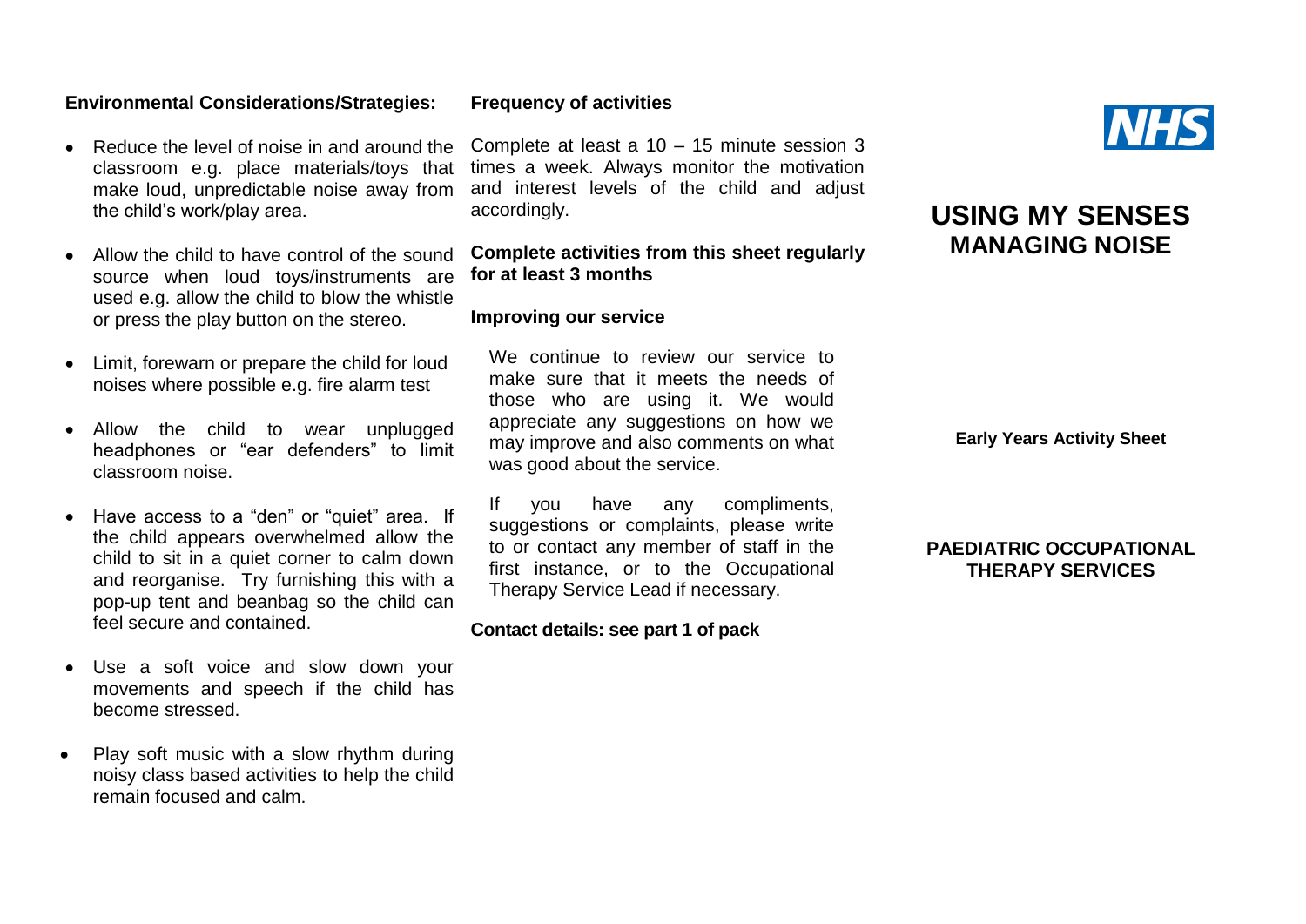**Environmental Considerations/Strategies:**

- Reduce the level of noise in and around the classroom e.g. place materials/toys that make loud, unpredictable noise away from the child's work/play area.
- Allow the child to have control of the sound source when loud toys/instruments are used e.g. allow the child to blow the whistle or press the play button on the stereo.
- Limit, forewarn or prepare the child for loud noises where possible e.g. fire alarm test
- Allow the child to wear unplugged headphones or "ear defenders" to limit classroom noise.
- Have access to a "den" or "quiet" area. If the child appears overwhelmed allow the child to sit in a quiet corner to calm down and reorganise. Try furnishing this with a pop-up tent and beanbag so the child can feel secure and contained.
- Use a soft voice and slow down your movements and speech if the child has become stressed.
- Play soft music with a slow rhythm during noisy class based activities to help the child remain focused and calm.

**Frequency of activities**

Complete at least a 10 – 15 minute session 3 times a week. Always monitor the motivation and interest levels of the child and adjust accordingly.

**Complete activities from this sheet regularly for at least 3 months**

**Improving our service**

We continue to review our service to make sure that it meets the needs of those who are using it. We would appreciate any suggestions on how we may improve and also comments on what was good about the service.

If you have any compliments, suggestions or complaints, please write to or contact any member of staff in the first instance, or to the Occupational Therapy Service Lead if necessary.

**Contact details: see part 1 of pack**

NHS

# USING MY SENSES
## MANAGING NOISE

**Early Years Activity Sheet**

**PAEDIATRIC OCCUPATIONAL THERAPY SERVICES**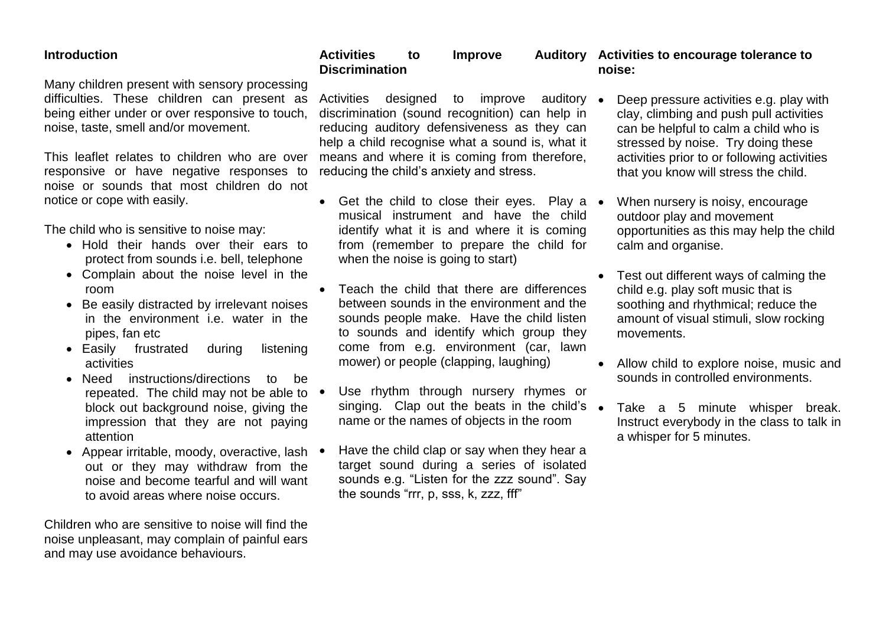## Introduction

Many children present with sensory processing difficulties. These children can present as being either under or over responsive to touch, noise, taste, smell and/or movement.

This leaflet relates to children who are over responsive or have negative responses to noise or sounds that most children do not notice or cope with easily.

The child who is sensitive to noise may:

- Hold their hands over their ears to protect from sounds i.e. bell, telephone
- Complain about the noise level in the room
- Be easily distracted by irrelevant noises in the environment i.e. water in the pipes, fan etc
- Easily frustrated during listening activities
- Need instructions/directions to be repeated. The child may not be able to block out background noise, giving the impression that they are not paying attention
- Appear irritable, moody, overactive, lash out or they may withdraw from the noise and become tearful and will want to avoid areas where noise occurs.

Children who are sensitive to noise will find the noise unpleasant, may complain of painful ears and may use avoidance behaviours.

## Activities to Improve Auditory Discrimination

Activities designed to improve auditory discrimination (sound recognition) can help in reducing auditory defensiveness as they can help a child recognise what a sound is, what it means and where it is coming from therefore, reducing the child's anxiety and stress.

- Get the child to close their eyes. Play a musical instrument and have the child identify what it is and where it is coming from (remember to prepare the child for when the noise is going to start)
- Teach the child that there are differences between sounds in the environment and the sounds people make. Have the child listen to sounds and identify which group they come from e.g. environment (car, lawn mower) or people (clapping, laughing)
- Use rhythm through nursery rhymes or singing. Clap out the beats in the child's name or the names of objects in the room
- Have the child clap or say when they hear a target sound during a series of isolated sounds e.g. "Listen for the zzz sound". Say the sounds "rrr, p, sss, k, zzz, fff"

## Activities to encourage tolerance to noise:

- Deep pressure activities e.g. play with clay, climbing and push pull activities can be helpful to calm a child who is stressed by noise. Try doing these activities prior to or following activities that you know will stress the child.
- When nursery is noisy, encourage outdoor play and movement opportunities as this may help the child calm and organise.
- Test out different ways of calming the child e.g. play soft music that is soothing and rhythmical; reduce the amount of visual stimuli, slow rocking movements.
- Allow child to explore noise, music and sounds in controlled environments.
- Take a 5 minute whisper break. Instruct everybody in the class to talk in a whisper for 5 minutes.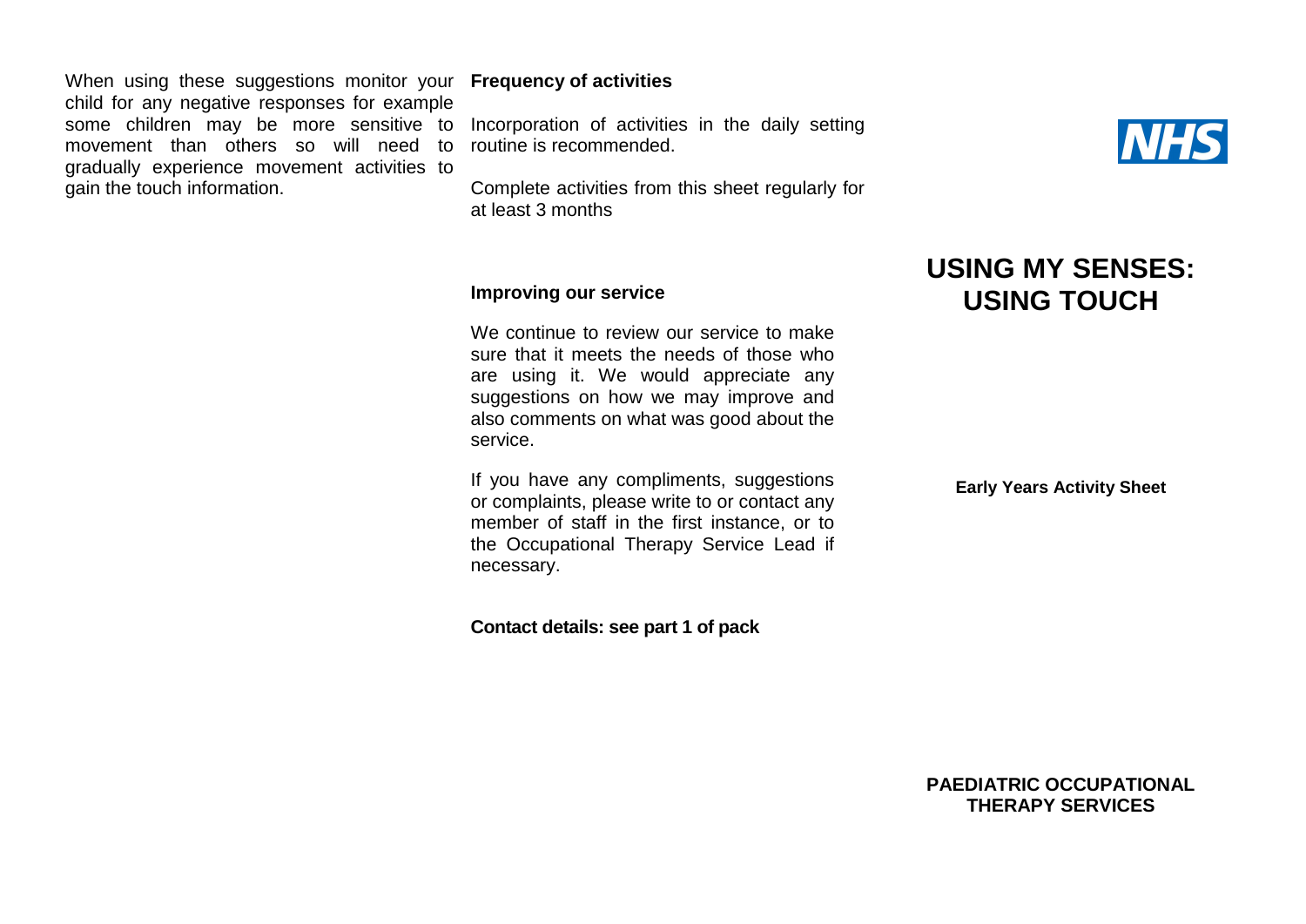When using these suggestions monitor your child for any negative responses for example some children may be more sensitive to movement than others so will need to gradually experience movement activities to gain the touch information.

**Frequency of activities**

Incorporation of activities in the daily setting routine is recommended.

Complete activities from this sheet regularly for at least 3 months

**Improving our service**

We continue to review our service to make sure that it meets the needs of those who are using it. We would appreciate any suggestions on how we may improve and also comments on what was good about the service.

If you have any compliments, suggestions or complaints, please write to or contact any member of staff in the first instance, or to the Occupational Therapy Service Lead if necessary.

**Contact details: see part 1 of pack**

NHS

# USING MY SENSES: USING TOUCH

**Early Years Activity Sheet**

**PAEDIATRIC OCCUPATIONAL THERAPY SERVICES**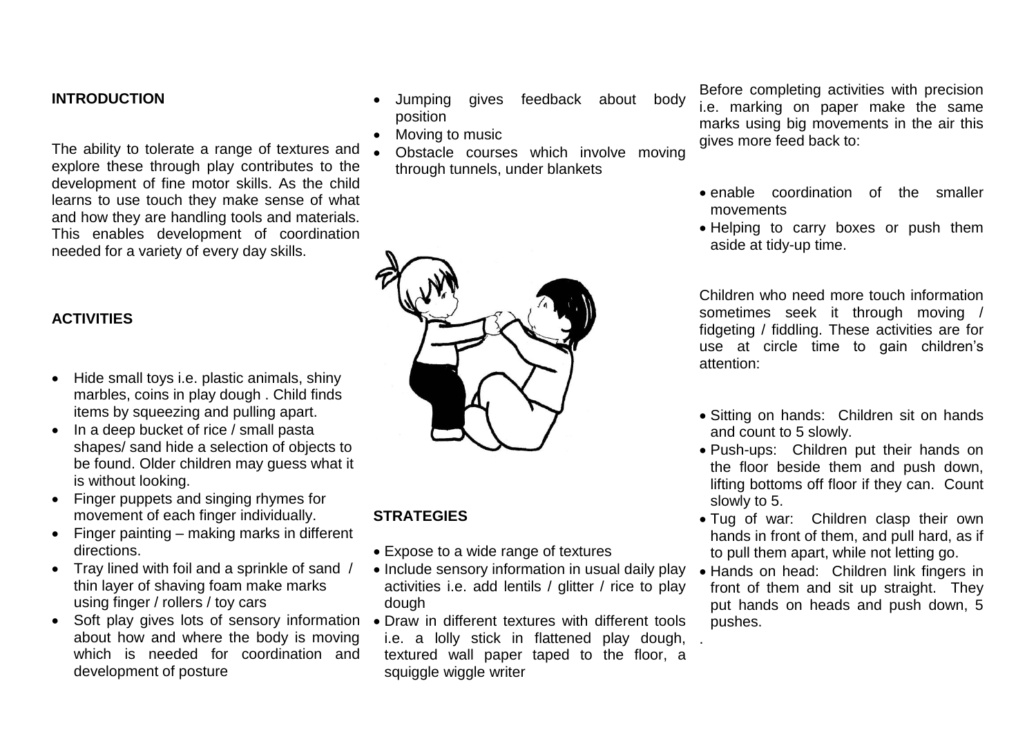## INTRODUCTION

The ability to tolerate a range of textures and explore these through play contributes to the development of fine motor skills. As the child learns to use touch they make sense of what and how they are handling tools and materials. This enables development of coordination needed for a variety of every day skills.

## ACTIVITIES

- Hide small toys i.e. plastic animals, shiny marbles, coins in play dough . Child finds items by squeezing and pulling apart.
- In a deep bucket of rice / small pasta shapes/ sand hide a selection of objects to be found. Older children may guess what it is without looking.
- Finger puppets and singing rhymes for movement of each finger individually.
- Finger painting – making marks in different directions.
- Tray lined with foil and a sprinkle of sand / thin layer of shaving foam make marks using finger / rollers / toy cars
- Soft play gives lots of sensory information about how and where the body is moving which is needed for coordination and development of posture
- Jumping gives feedback about body position
- Moving to music
- Obstacle courses which involve moving through tunnels, under blankets

## STRATEGIES

- Expose to a wide range of textures
- Include sensory information in usual daily play activities i.e. add lentils / glitter / rice to play dough
- Draw in different textures with different tools i.e. a lolly stick in flattened play dough, textured wall paper taped to the floor, a squiggle wiggle writer

Before completing activities with precision i.e. marking on paper make the same marks using big movements in the air this gives more feed back to:

- enable coordination of the smaller movements
- Helping to carry boxes or push them aside at tidy-up time.

Children who need more touch information sometimes seek it through moving / fidgeting / fiddling. These activities are for use at circle time to gain children's attention:

- Sitting on hands: Children sit on hands and count to 5 slowly.
- Push-ups: Children put their hands on the floor beside them and push down, lifting bottoms off floor if they can. Count slowly to 5.
- Tug of war: Children clasp their own hands in front of them, and pull hard, as if to pull them apart, while not letting go.
- Hands on head: Children link fingers in front of them and sit up straight. They put hands on heads and push down, 5 pushes.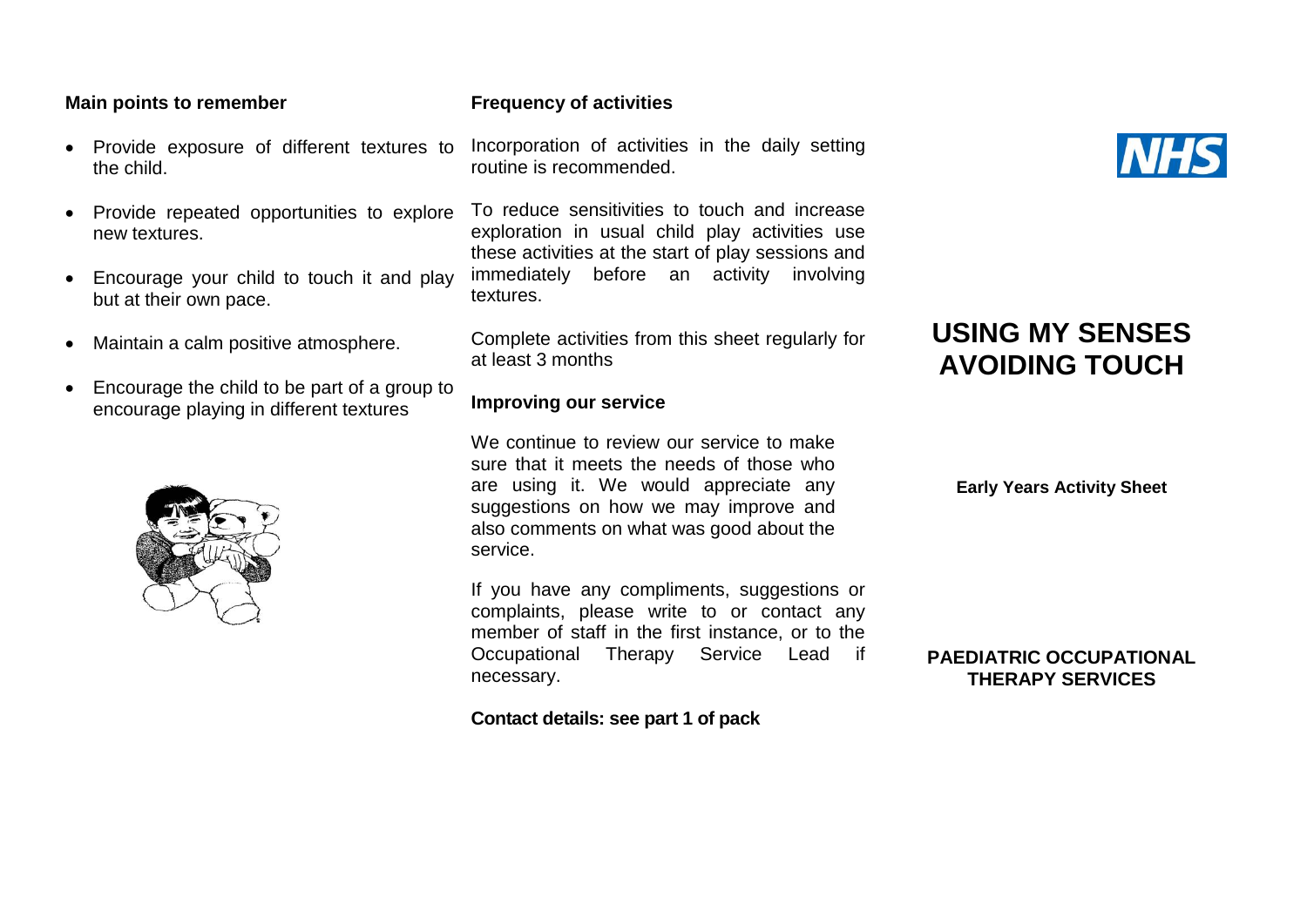**Main points to remember**

- Provide exposure of different textures to the child.
- Provide repeated opportunities to explore new textures.
- Encourage your child to touch it and play but at their own pace.
- Maintain a calm positive atmosphere.
- Encourage the child to be part of a group to encourage playing in different textures

**Frequency of activities**

Incorporation of activities in the daily setting routine is recommended.

To reduce sensitivities to touch and increase exploration in usual child play activities use these activities at the start of play sessions and immediately before an activity involving textures.

Complete activities from this sheet regularly for at least 3 months

**Improving our service**

We continue to review our service to make sure that it meets the needs of those who are using it. We would appreciate any suggestions on how we may improve and also comments on what was good about the service.

If you have any compliments, suggestions or complaints, please write to or contact any member of staff in the first instance, or to the Occupational Therapy Service Lead if necessary.

**Contact details: see part 1 of pack**

NHS

# USING MY SENSES AVOIDING TOUCH

**Early Years Activity Sheet**

**PAEDIATRIC OCCUPATIONAL THERAPY SERVICES**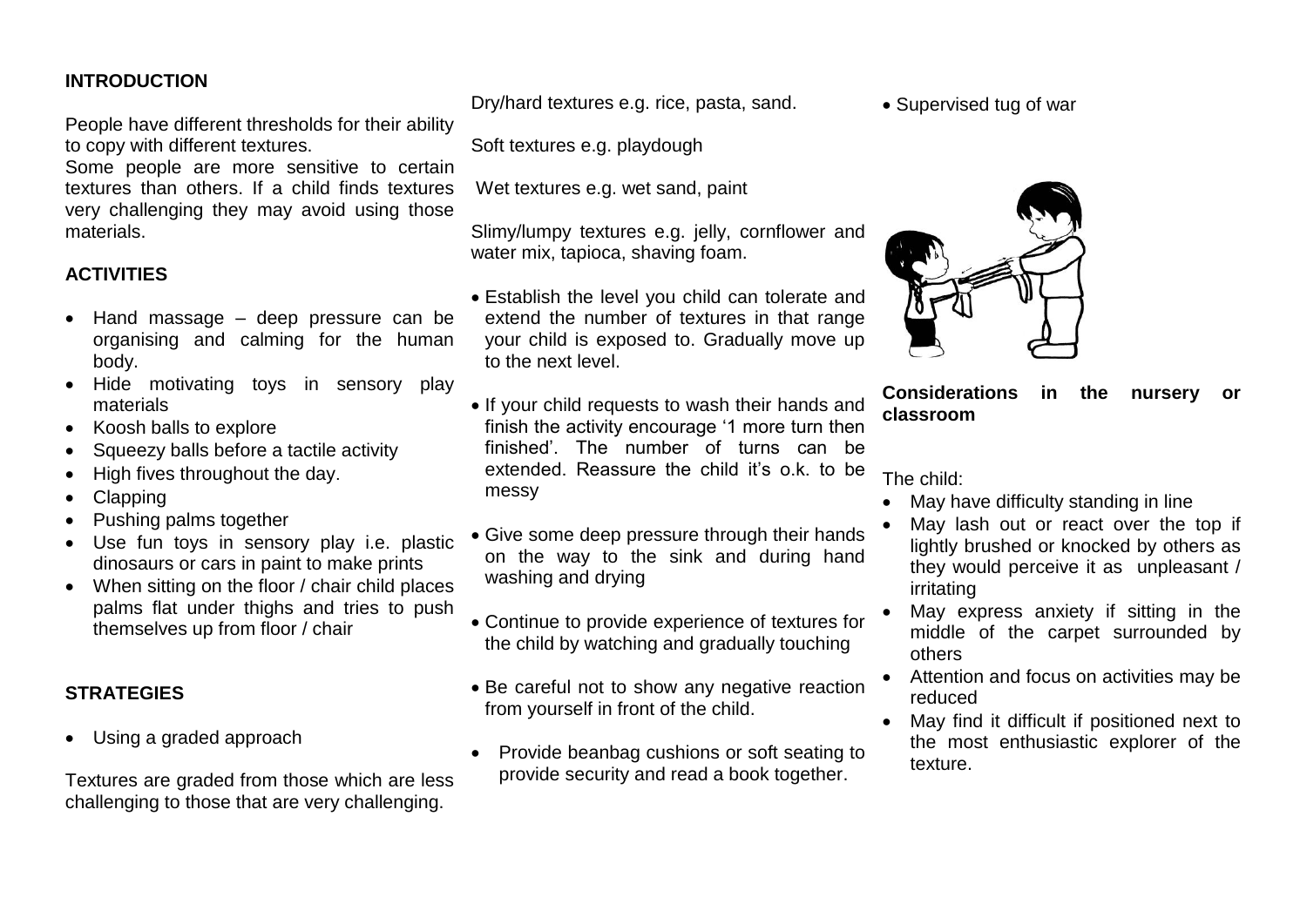## INTRODUCTION

People have different thresholds for their ability to copy with different textures.
Some people are more sensitive to certain textures than others. If a child finds textures very challenging they may avoid using those materials.

## ACTIVITIES

- Hand massage – deep pressure can be organising and calming for the human body.
- Hide motivating toys in sensory play materials
- Koosh balls to explore
- Squeezy balls before a tactile activity
- High fives throughout the day.
- Clapping
- Pushing palms together
- Use fun toys in sensory play i.e. plastic dinosaurs or cars in paint to make prints
- When sitting on the floor / chair child places palms flat under thighs and tries to push themselves up from floor / chair

## STRATEGIES

- Using a graded approach

Textures are graded from those which are less challenging to those that are very challenging.

Dry/hard textures e.g. rice, pasta, sand.

Soft textures e.g. playdough

Wet textures e.g. wet sand, paint

Slimy/lumpy textures e.g. jelly, cornflower and water mix, tapioca, shaving foam.

- Establish the level you child can tolerate and extend the number of textures in that range your child is exposed to. Gradually move up to the next level.
- If your child requests to wash their hands and finish the activity encourage '1 more turn then finished'. The number of turns can be extended. Reassure the child it's o.k. to be messy
- Give some deep pressure through their hands on the way to the sink and during hand washing and drying
- Continue to provide experience of textures for the child by watching and gradually touching
- Be careful not to show any negative reaction from yourself in front of the child.
- Provide beanbag cushions or soft seating to provide security and read a book together.
- Supervised tug of war

## Considerations in the nursery or classroom

The child:

- May have difficulty standing in line
- May lash out or react over the top if lightly brushed or knocked by others as they would perceive it as unpleasant / irritating
- May express anxiety if sitting in the middle of the carpet surrounded by others
- Attention and focus on activities may be reduced
- May find it difficult if positioned next to the most enthusiastic explorer of the texture.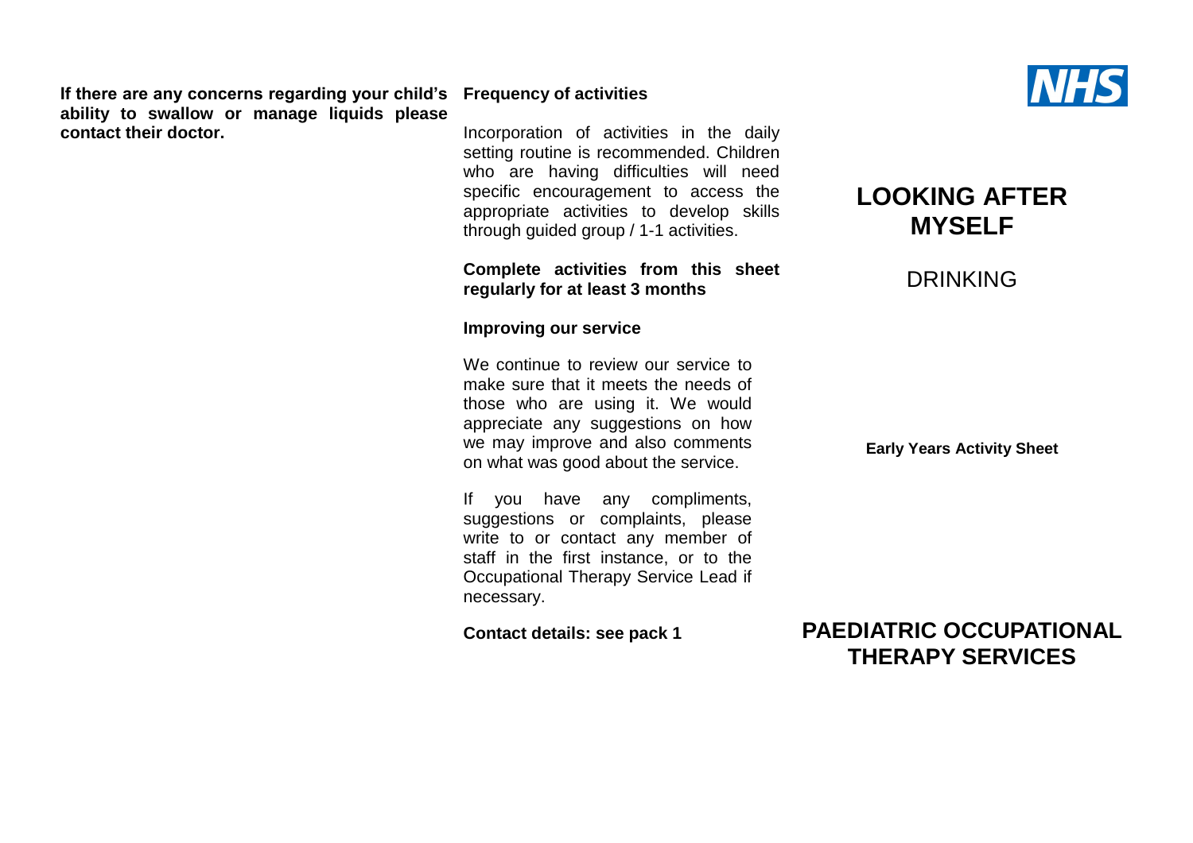**If there are any concerns regarding your child's ability to swallow or manage liquids please contact their doctor.**

## Frequency of activities

Incorporation of activities in the daily setting routine is recommended. Children who are having difficulties will need specific encouragement to access the appropriate activities to develop skills through guided group / 1-1 activities.

**Complete activities from this sheet regularly for at least 3 months**

## Improving our service

We continue to review our service to make sure that it meets the needs of those who are using it. We would appreciate any suggestions on how we may improve and also comments on what was good about the service.

If you have any compliments, suggestions or complaints, please write to or contact any member of staff in the first instance, or to the Occupational Therapy Service Lead if necessary.

**Contact details: see pack 1**

NHS

# LOOKING AFTER MYSELF

DRINKING

**Early Years Activity Sheet**

## PAEDIATRIC OCCUPATIONAL THERAPY SERVICES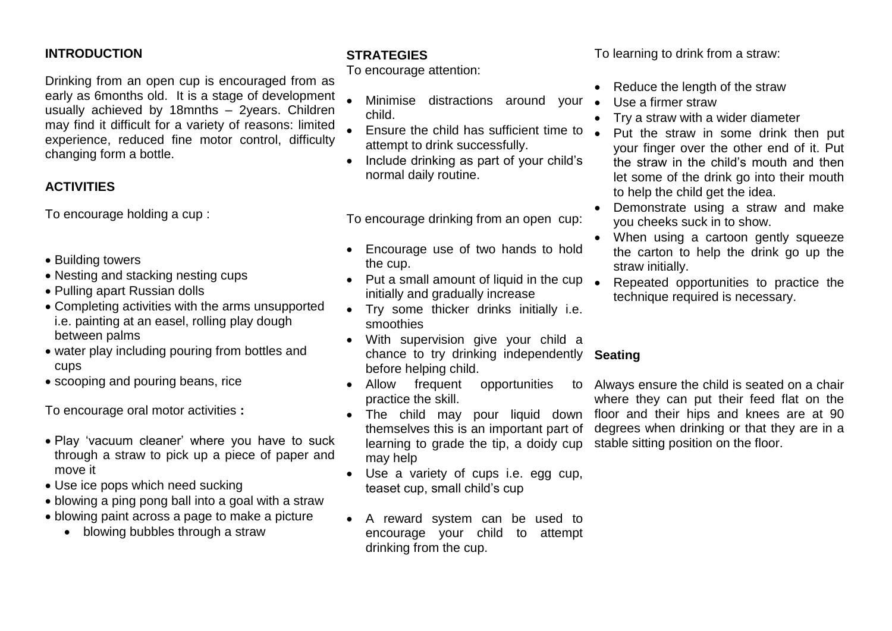**INTRODUCTION**

Drinking from an open cup is encouraged from as early as 6months old. It is a stage of development usually achieved by 18mnths – 2years. Children may find it difficult for a variety of reasons: limited experience, reduced fine motor control, difficulty changing form a bottle.

**ACTIVITIES**

To encourage holding a cup :

- Building towers
- Nesting and stacking nesting cups
- Pulling apart Russian dolls
- Completing activities with the arms unsupported i.e. painting at an easel, rolling play dough between palms
- water play including pouring from bottles and cups
- scooping and pouring beans, rice

To encourage oral motor activities **:**

- Play 'vacuum cleaner' where you have to suck through a straw to pick up a piece of paper and move it
- Use ice pops which need sucking
- blowing a ping pong ball into a goal with a straw
- blowing paint across a page to make a picture
    - blowing bubbles through a straw

**STRATEGIES**

To encourage attention:

- Minimise distractions around your child.
- Ensure the child has sufficient time to attempt to drink successfully.
- Include drinking as part of your child's normal daily routine.

To encourage drinking from an open cup:

- Encourage use of two hands to hold the cup.
- Put a small amount of liquid in the cup initially and gradually increase
- Try some thicker drinks initially i.e. smoothies
- With supervision give your child a chance to try drinking independently before helping child.
- Allow frequent opportunities to practice the skill.
- The child may pour liquid down themselves this is an important part of learning to grade the tip, a doidy cup may help
- Use a variety of cups i.e. egg cup, teaset cup, small child's cup
- A reward system can be used to encourage your child to attempt drinking from the cup.

To learning to drink from a straw:

- Reduce the length of the straw
- Use a firmer straw
- Try a straw with a wider diameter
- Put the straw in some drink then put your finger over the other end of it. Put the straw in the child's mouth and then let some of the drink go into their mouth to help the child get the idea.
- Demonstrate using a straw and make you cheeks suck in to show.
- When using a cartoon gently squeeze the carton to help the drink go up the straw initially.
- Repeated opportunities to practice the technique required is necessary.

**Seating**

Always ensure the child is seated on a chair where they can put their feed flat on the floor and their hips and knees are at 90 degrees when drinking or that they are in a stable sitting position on the floor.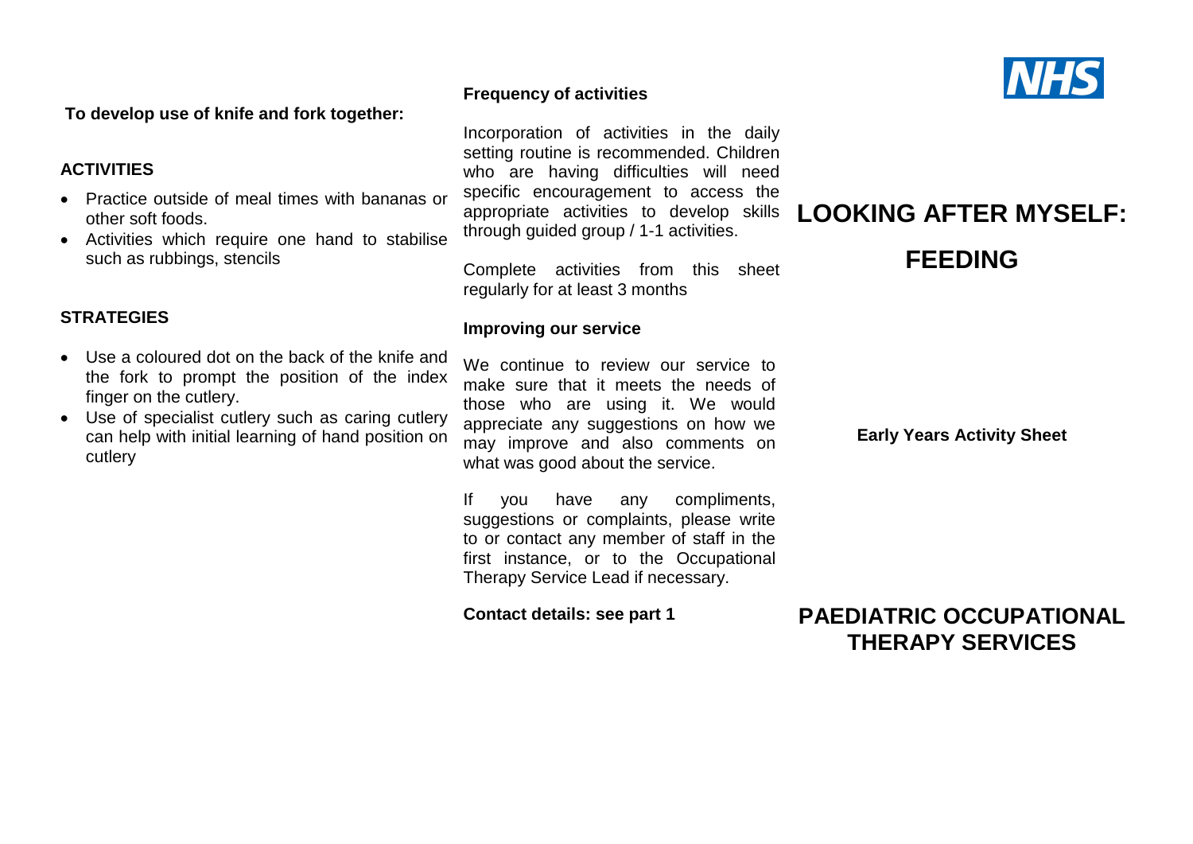**To develop use of knife and fork together:**

### ACTIVITIES

- Practice outside of meal times with bananas or other soft foods.
- Activities which require one hand to stabilise such as rubbings, stencils

### STRATEGIES

- Use a coloured dot on the back of the knife and the fork to prompt the position of the index finger on the cutlery.
- Use of specialist cutlery such as caring cutlery can help with initial learning of hand position on cutlery

### Frequency of activities

Incorporation of activities in the daily setting routine is recommended. Children who are having difficulties will need specific encouragement to access the appropriate activities to develop skills through guided group / 1-1 activities.

Complete activities from this sheet regularly for at least 3 months

### Improving our service

We continue to review our service to make sure that it meets the needs of those who are using it. We would appreciate any suggestions on how we may improve and also comments on what was good about the service.

If you have any compliments, suggestions or complaints, please write to or contact any member of staff in the first instance, or to the Occupational Therapy Service Lead if necessary.

**Contact details: see part 1**

NHS

# LOOKING AFTER MYSELF: FEEDING

**Early Years Activity Sheet**

## PAEDIATRIC OCCUPATIONAL THERAPY SERVICES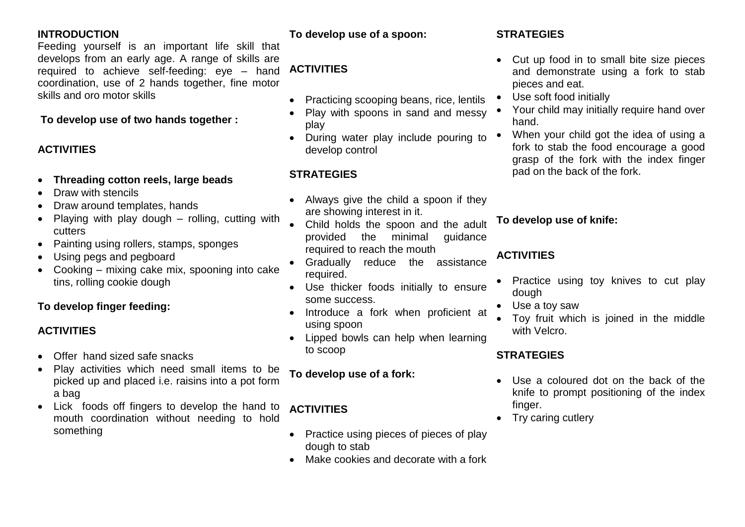**INTRODUCTION**

Feeding yourself is an important life skill that develops from an early age. A range of skills are required to achieve self-feeding: eye – hand coordination, use of 2 hands together, fine motor skills and oro motor skills

**To develop use of two hands together :**

**ACTIVITIES**

- **Threading cotton reels, large beads**
- Draw with stencils
- Draw around templates, hands
- Playing with play dough – rolling, cutting with cutters
- Painting using rollers, stamps, sponges
- Using pegs and pegboard
- Cooking – mixing cake mix, spooning into cake tins, rolling cookie dough

**To develop finger feeding:**

**ACTIVITIES**

- Offer hand sized safe snacks
- Play activities which need small items to be picked up and placed i.e. raisins into a pot form a bag
- Lick foods off fingers to develop the hand to mouth coordination without needing to hold something

**To develop use of a spoon:**

**ACTIVITIES**

- Practicing scooping beans, rice, lentils
- Play with spoons in sand and messy play
- During water play include pouring to develop control

**STRATEGIES**

- Always give the child a spoon if they are showing interest in it.
- Child holds the spoon and the adult provided the minimal guidance required to reach the mouth
- Gradually reduce the assistance required.
- Use thicker foods initially to ensure some success.
- Introduce a fork when proficient at using spoon
- Lipped bowls can help when learning to scoop

**To develop use of a fork:**

**ACTIVITIES**

- Practice using pieces of pieces of play dough to stab
- Make cookies and decorate with a fork

**STRATEGIES**

- Cut up food in to small bite size pieces and demonstrate using a fork to stab pieces and eat.
- Use soft food initially
- Your child may initially require hand over hand.
- When your child got the idea of using a fork to stab the food encourage a good grasp of the fork with the index finger pad on the back of the fork.

**To develop use of knife:**

**ACTIVITIES**

- Practice using toy knives to cut play dough
- Use a toy saw
- Toy fruit which is joined in the middle with Velcro.

**STRATEGIES**

- Use a coloured dot on the back of the knife to prompt positioning of the index finger.
- Try caring cutlery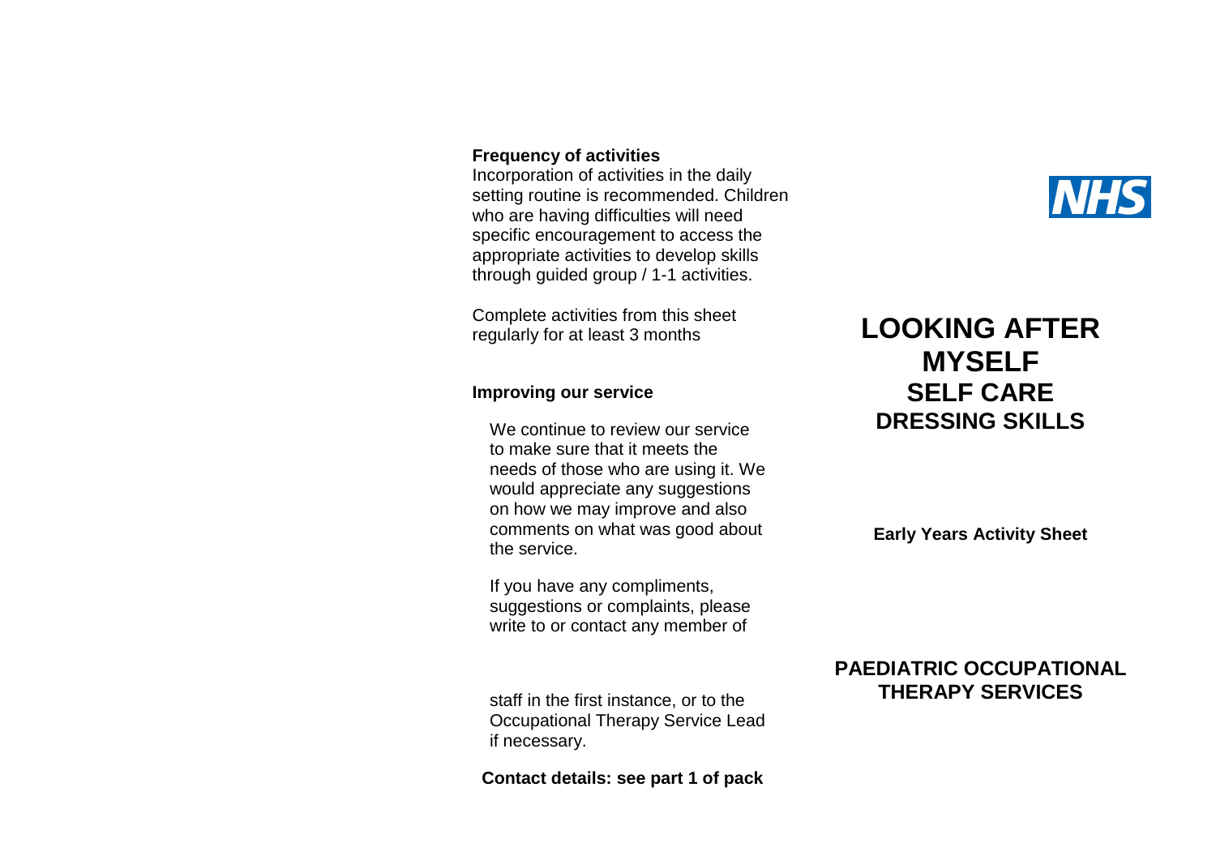**Frequency of activities**

Incorporation of activities in the daily setting routine is recommended. Children who are having difficulties will need specific encouragement to access the appropriate activities to develop skills through guided group / 1-1 activities.

Complete activities from this sheet regularly for at least 3 months

**Improving our service**

We continue to review our service to make sure that it meets the needs of those who are using it. We would appreciate any suggestions on how we may improve and also comments on what was good about the service.

If you have any compliments, suggestions or complaints, please write to or contact any member of staff in the first instance, or to the Occupational Therapy Service Lead if necessary.

**Contact details: see part 1 of pack**

NHS

# LOOKING AFTER MYSELF

## SELF CARE

## DRESSING SKILLS

**Early Years Activity Sheet**

## PAEDIATRIC OCCUPATIONAL THERAPY SERVICES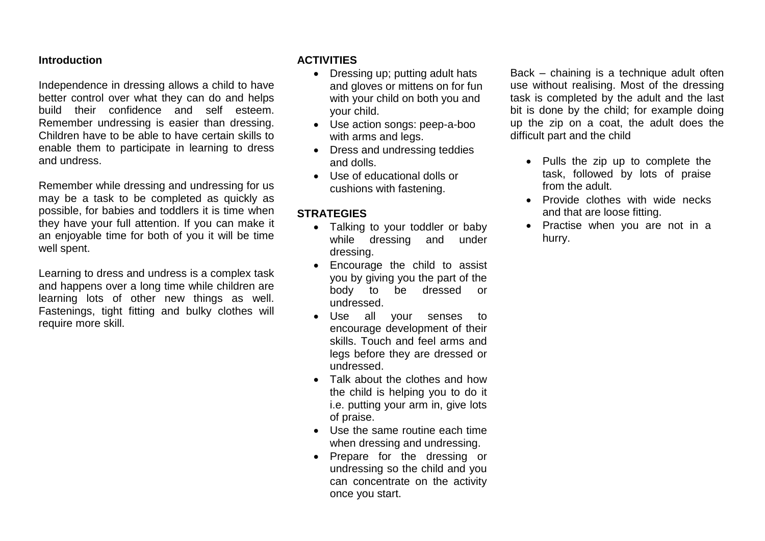**Introduction**

Independence in dressing allows a child to have better control over what they can do and helps build their confidence and self esteem. Remember undressing is easier than dressing. Children have to be able to have certain skills to enable them to participate in learning to dress and undress.

Remember while dressing and undressing for us may be a task to be completed as quickly as possible, for babies and toddlers it is time when they have your full attention. If you can make it an enjoyable time for both of you it will be time well spent.

Learning to dress and undress is a complex task and happens over a long time while children are learning lots of other new things as well. Fastenings, tight fitting and bulky clothes will require more skill.

**ACTIVITIES**

- Dressing up; putting adult hats and gloves or mittens on for fun with your child on both you and your child.
- Use action songs: peep-a-boo with arms and legs.
- Dress and undressing teddies and dolls.
- Use of educational dolls or cushions with fastening.

**STRATEGIES**

- Talking to your toddler or baby while dressing and under dressing.
- Encourage the child to assist you by giving you the part of the body to be dressed or undressed.
- Use all your senses to encourage development of their skills. Touch and feel arms and legs before they are dressed or undressed.
- Talk about the clothes and how the child is helping you to do it i.e. putting your arm in, give lots of praise.
- Use the same routine each time when dressing and undressing.
- Prepare for the dressing or undressing so the child and you can concentrate on the activity once you start.

Back – chaining is a technique adult often use without realising. Most of the dressing task is completed by the adult and the last bit is done by the child; for example doing up the zip on a coat, the adult does the difficult part and the child

- Pulls the zip up to complete the task, followed by lots of praise from the adult.
- Provide clothes with wide necks and that are loose fitting.
- Practise when you are not in a hurry.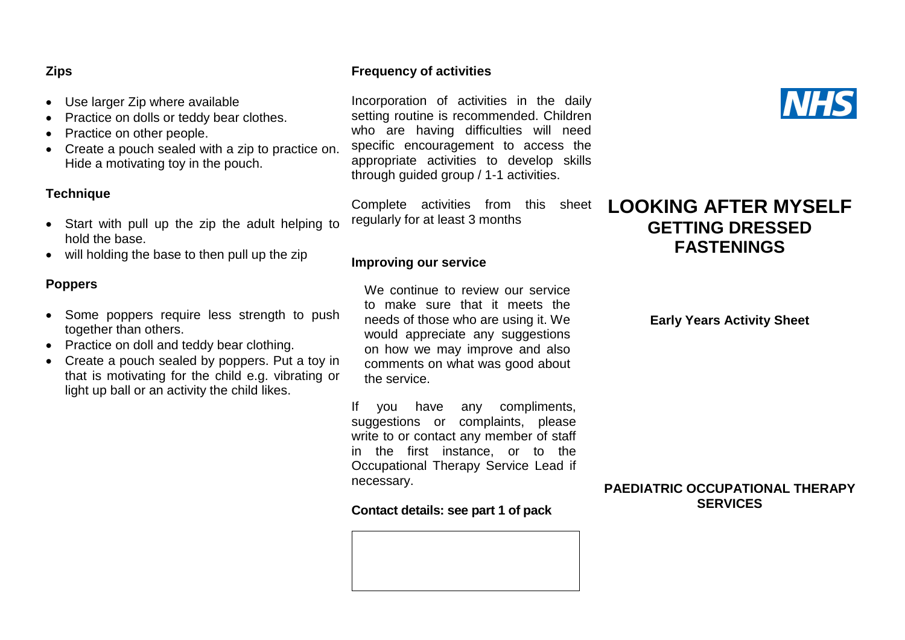### Zips

- Use larger Zip where available
- Practice on dolls or teddy bear clothes.
- Practice on other people.
- Create a pouch sealed with a zip to practice on. Hide a motivating toy in the pouch.

### Technique

- Start with pull up the zip the adult helping to hold the base.
- will holding the base to then pull up the zip

### Poppers

- Some poppers require less strength to push together than others.
- Practice on doll and teddy bear clothing.
- Create a pouch sealed by poppers. Put a toy in that is motivating for the child e.g. vibrating or light up ball or an activity the child likes.

### Frequency of activities

Incorporation of activities in the daily setting routine is recommended. Children who are having difficulties will need specific encouragement to access the appropriate activities to develop skills through guided group / 1-1 activities.

Complete activities from this sheet regularly for at least 3 months

### Improving our service

We continue to review our service to make sure that it meets the needs of those who are using it. We would appreciate any suggestions on how we may improve and also comments on what was good about the service.

If you have any compliments, suggestions or complaints, please write to or contact any member of staff in the first instance, or to the Occupational Therapy Service Lead if necessary.

**Contact details: see part 1 of pack**

NHS

# LOOKING AFTER MYSELF
## GETTING DRESSED
## FASTENINGS

**Early Years Activity Sheet**

**PAEDIATRIC OCCUPATIONAL THERAPY SERVICES**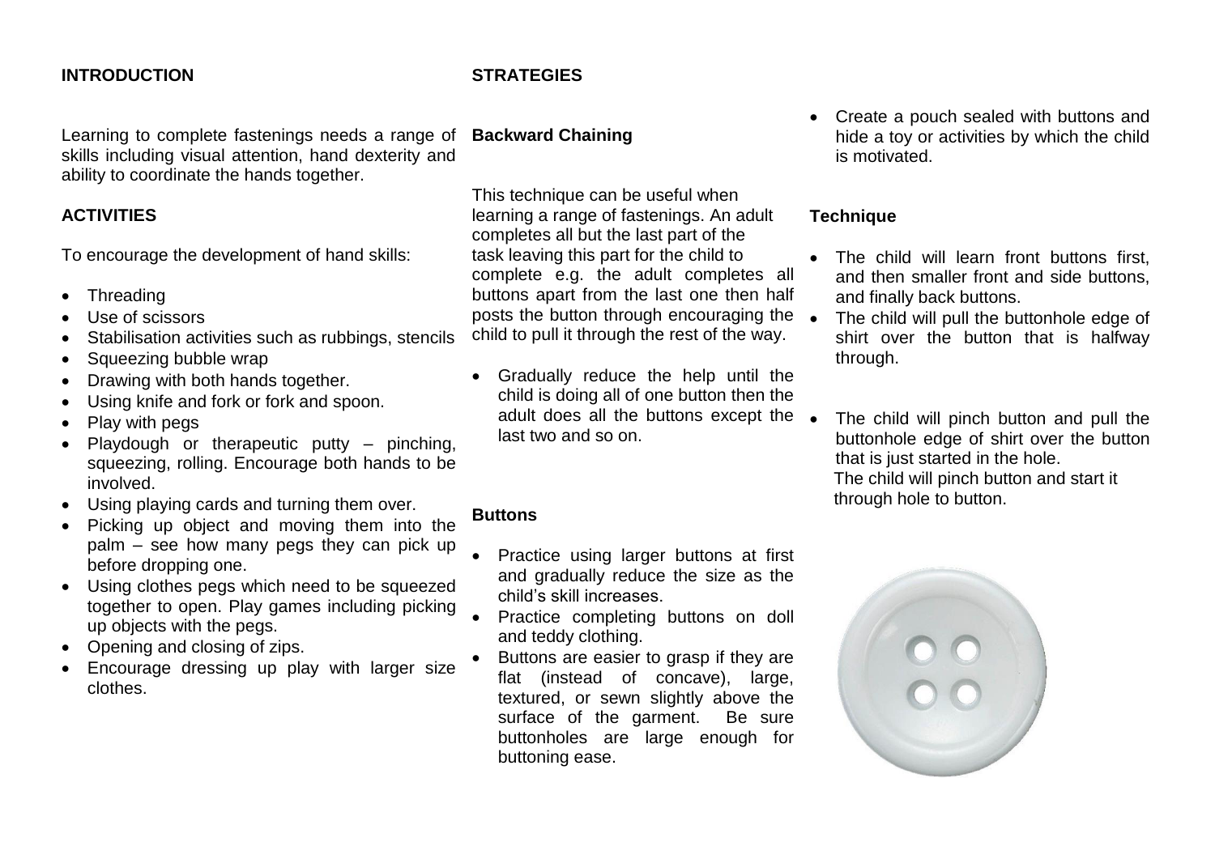## INTRODUCTION

Learning to complete fastenings needs a range of skills including visual attention, hand dexterity and ability to coordinate the hands together.

## ACTIVITIES

To encourage the development of hand skills:

- Threading
- Use of scissors
- Stabilisation activities such as rubbings, stencils
- Squeezing bubble wrap
- Drawing with both hands together.
- Using knife and fork or fork and spoon.
- Play with pegs
- Playdough or therapeutic putty – pinching, squeezing, rolling. Encourage both hands to be involved.
- Using playing cards and turning them over.
- Picking up object and moving them into the palm – see how many pegs they can pick up before dropping one.
- Using clothes pegs which need to be squeezed together to open. Play games including picking up objects with the pegs.
- Opening and closing of zips.
- Encourage dressing up play with larger size clothes.

## STRATEGIES

### Backward Chaining

This technique can be useful when learning a range of fastenings. An adult completes all but the last part of the task leaving this part for the child to complete e.g. the adult completes all buttons apart from the last one then half posts the button through encouraging the child to pull it through the rest of the way.

- Gradually reduce the help until the child is doing all of one button then the adult does all the buttons except the last two and so on.

### Buttons

- Practice using larger buttons at first and gradually reduce the size as the child's skill increases.
- Practice completing buttons on doll and teddy clothing.
- Buttons are easier to grasp if they are flat (instead of concave), large, textured, or sewn slightly above the surface of the garment. Be sure buttonholes are large enough for buttoning ease.
- Create a pouch sealed with buttons and hide a toy or activities by which the child is motivated.

### Technique

- The child will learn front buttons first, and then smaller front and side buttons, and finally back buttons.
- The child will pull the buttonhole edge of shirt over the button that is halfway through.
- The child will pinch button and pull the buttonhole edge of shirt over the button that is just started in the hole.
  The child will pinch button and start it through hole to button.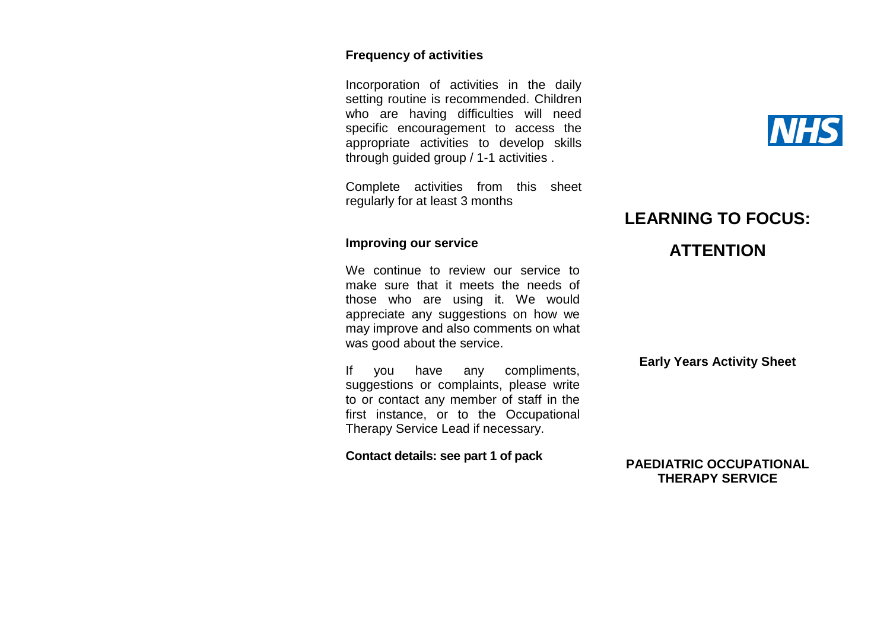**Frequency of activities**

Incorporation of activities in the daily setting routine is recommended. Children who are having difficulties will need specific encouragement to access the appropriate activities to develop skills through guided group / 1-1 activities .

Complete activities from this sheet regularly for at least 3 months

**Improving our service**

We continue to review our service to make sure that it meets the needs of those who are using it. We would appreciate any suggestions on how we may improve and also comments on what was good about the service.

If you have any compliments, suggestions or complaints, please write to or contact any member of staff in the first instance, or to the Occupational Therapy Service Lead if necessary.

**Contact details: see part 1 of pack**

NHS

# LEARNING TO FOCUS:

# ATTENTION

**Early Years Activity Sheet**

**PAEDIATRIC OCCUPATIONAL THERAPY SERVICE**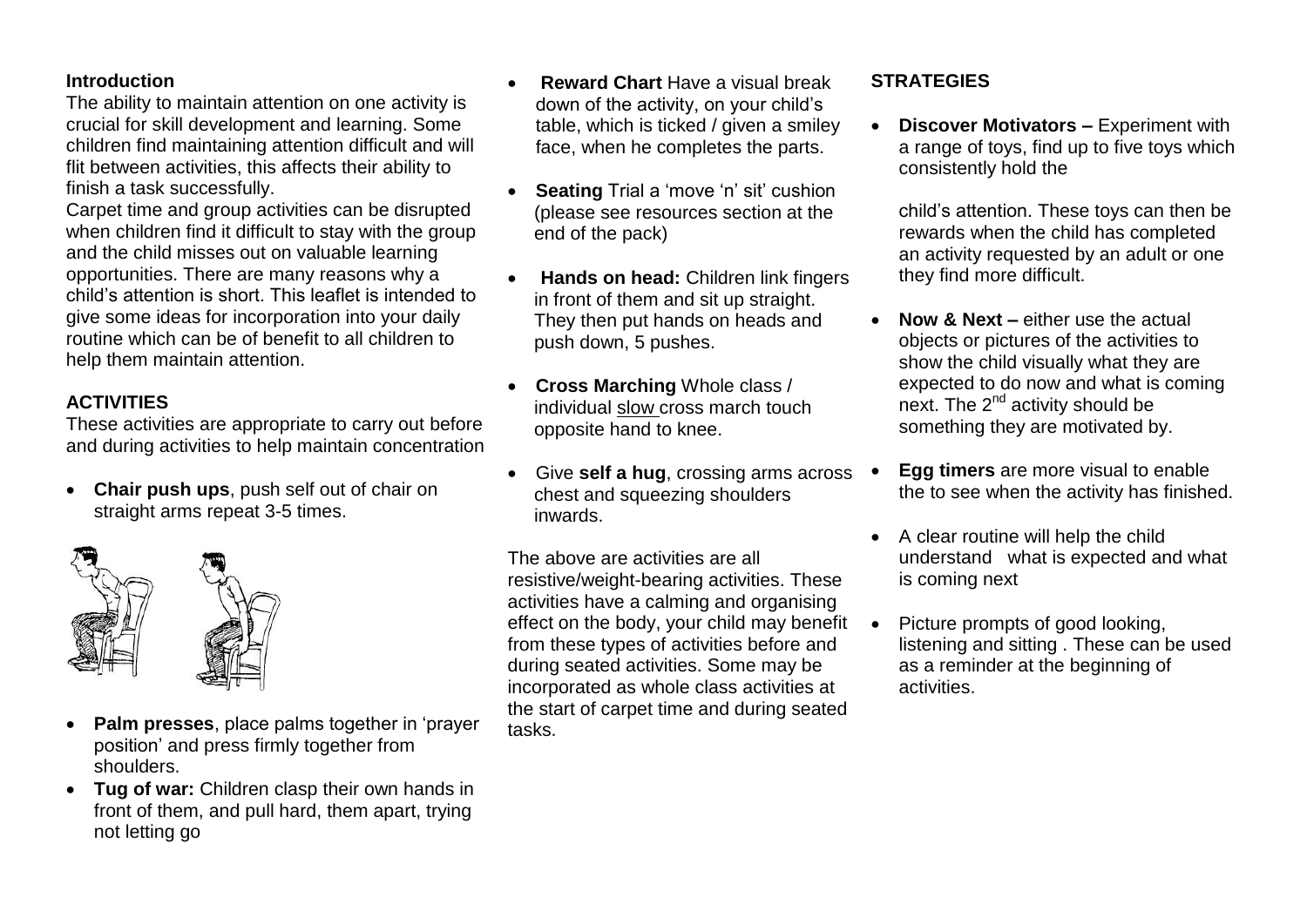**Introduction**

The ability to maintain attention on one activity is crucial for skill development and learning. Some children find maintaining attention difficult and will flit between activities, this affects their ability to finish a task successfully.

Carpet time and group activities can be disrupted when children find it difficult to stay with the group and the child misses out on valuable learning opportunities. There are many reasons why a child's attention is short. This leaflet is intended to give some ideas for incorporation into your daily routine which can be of benefit to all children to help them maintain attention.

**ACTIVITIES**

These activities are appropriate to carry out before and during activities to help maintain concentration

- **Chair push ups**, push self out of chair on straight arms repeat 3-5 times.
- **Palm presses**, place palms together in 'prayer position' and press firmly together from shoulders.
- **Tug of war:** Children clasp their own hands in front of them, and pull hard, them apart, trying not letting go
- **Reward Chart** Have a visual break down of the activity, on your child's table, which is ticked / given a smiley face, when he completes the parts.
- **Seating** Trial a 'move 'n' sit' cushion (please see resources section at the end of the pack)
- **Hands on head:** Children link fingers in front of them and sit up straight. They then put hands on heads and push down, 5 pushes.
- **Cross Marching** Whole class / individual slow cross march touch opposite hand to knee.
- Give **self a hug**, crossing arms across chest and squeezing shoulders inwards.

The above are activities are all resistive/weight-bearing activities. These activities have a calming and organising effect on the body, your child may benefit from these types of activities before and during seated activities. Some may be incorporated as whole class activities at the start of carpet time and during seated tasks.

**STRATEGIES**

- **Discover Motivators –** Experiment with a range of toys, find up to five toys which consistently hold the child's attention. These toys can then be rewards when the child has completed an activity requested by an adult or one they find more difficult.
- **Now & Next –** either use the actual objects or pictures of the activities to show the child visually what they are expected to do now and what is coming next. The 2nd activity should be something they are motivated by.
- **Egg timers** are more visual to enable the to see when the activity has finished.
- A clear routine will help the child understand what is expected and what is coming next
- Picture prompts of good looking, listening and sitting . These can be used as a reminder at the beginning of activities.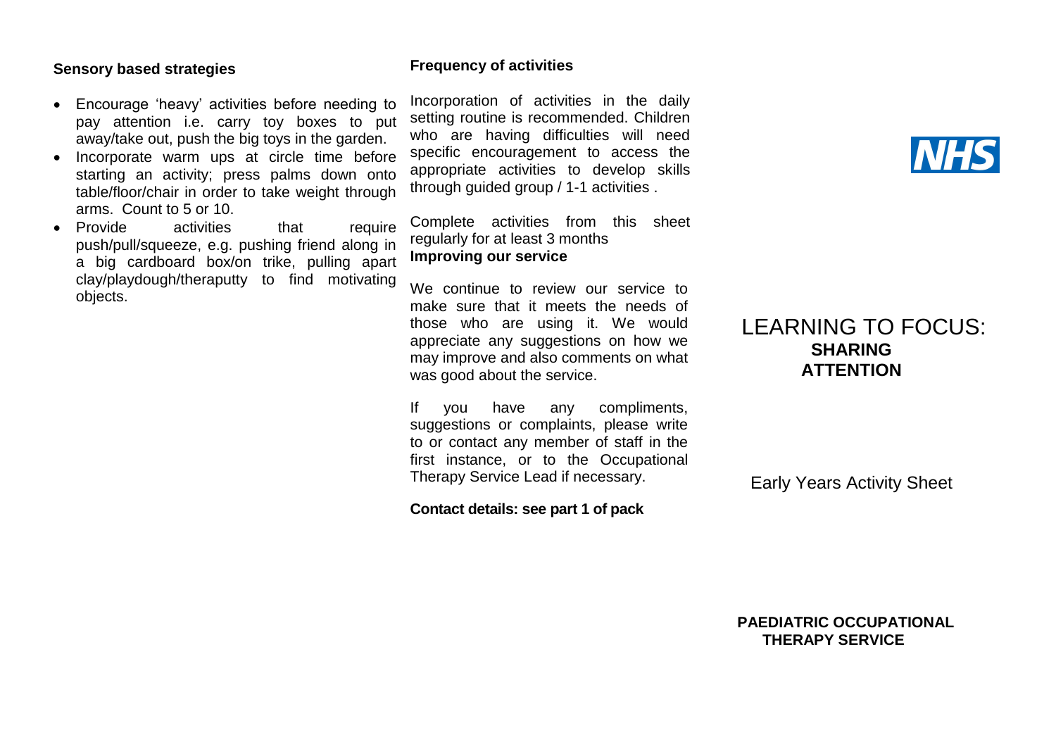### Sensory based strategies

- Encourage 'heavy' activities before needing to pay attention i.e. carry toy boxes to put away/take out, push the big toys in the garden.
- Incorporate warm ups at circle time before starting an activity; press palms down onto table/floor/chair in order to take weight through arms. Count to 5 or 10.
- Provide activities that require push/pull/squeeze, e.g. pushing friend along in a big cardboard box/on trike, pulling apart clay/playdough/theraputty to find motivating objects.

### Frequency of activities

Incorporation of activities in the daily setting routine is recommended. Children who are having difficulties will need specific encouragement to access the appropriate activities to develop skills through guided group / 1-1 activities .

Complete activities from this sheet regularly for at least 3 months

### Improving our service

We continue to review our service to make sure that it meets the needs of those who are using it. We would appreciate any suggestions on how we may improve and also comments on what was good about the service.

If you have any compliments, suggestions or complaints, please write to or contact any member of staff in the first instance, or to the Occupational Therapy Service Lead if necessary.

**Contact details: see part 1 of pack**

NHS

# LEARNING TO FOCUS: **SHARING ATTENTION**

Early Years Activity Sheet

**PAEDIATRIC OCCUPATIONAL THERAPY SERVICE**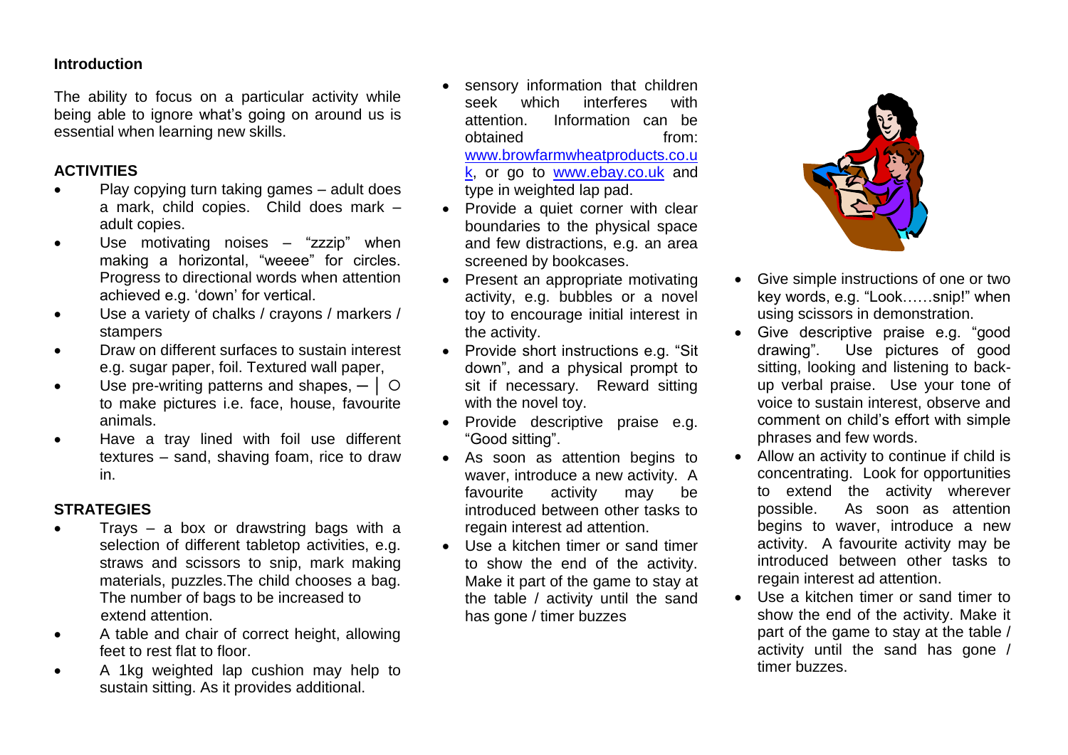**Introduction**

The ability to focus on a particular activity while being able to ignore what's going on around us is essential when learning new skills.

**ACTIVITIES**

- Play copying turn taking games – adult does a mark, child copies. Child does mark – adult copies.
- Use motivating noises – "zzzip" when making a horizontal, "weeee" for circles. Progress to directional words when attention achieved e.g. 'down' for vertical.
- Use a variety of chalks / crayons / markers / stampers
- Draw on different surfaces to sustain interest e.g. sugar paper, foil. Textured wall paper,
- Use pre-writing patterns and shapes, ─ │ ○ to make pictures i.e. face, house, favourite animals.
- Have a tray lined with foil use different textures – sand, shaving foam, rice to draw in.

**STRATEGIES**

- Trays – a box or drawstring bags with a selection of different tabletop activities, e.g. straws and scissors to snip, mark making materials, puzzles.The child chooses a bag. The number of bags to be increased to extend attention.
- A table and chair of correct height, allowing feet to rest flat to floor.
- A 1kg weighted lap cushion may help to sustain sitting. As it provides additional. sensory information that children seek which interferes with attention. Information can be obtained from: www.browfarmwheatproducts.co.uk, or go to www.ebay.co.uk and type in weighted lap pad.
- Provide a quiet corner with clear boundaries to the physical space and few distractions, e.g. an area screened by bookcases.
- Present an appropriate motivating activity, e.g. bubbles or a novel toy to encourage initial interest in the activity.
- Provide short instructions e.g. "Sit down", and a physical prompt to sit if necessary. Reward sitting with the novel toy.
- Provide descriptive praise e.g. "Good sitting".
- As soon as attention begins to waver, introduce a new activity. A favourite activity may be introduced between other tasks to regain interest ad attention.
- Use a kitchen timer or sand timer to show the end of the activity. Make it part of the game to stay at the table / activity until the sand has gone / timer buzzes
- Give simple instructions of one or two key words, e.g. "Look……snip!" when using scissors in demonstration.
- Give descriptive praise e.g. "good drawing". Use pictures of good sitting, looking and listening to back-up verbal praise. Use your tone of voice to sustain interest, observe and comment on child's effort with simple phrases and few words.
- Allow an activity to continue if child is concentrating. Look for opportunities to extend the activity wherever possible. As soon as attention begins to waver, introduce a new activity. A favourite activity may be introduced between other tasks to regain interest ad attention.
- Use a kitchen timer or sand timer to show the end of the activity. Make it part of the game to stay at the table / activity until the sand has gone / timer buzzes.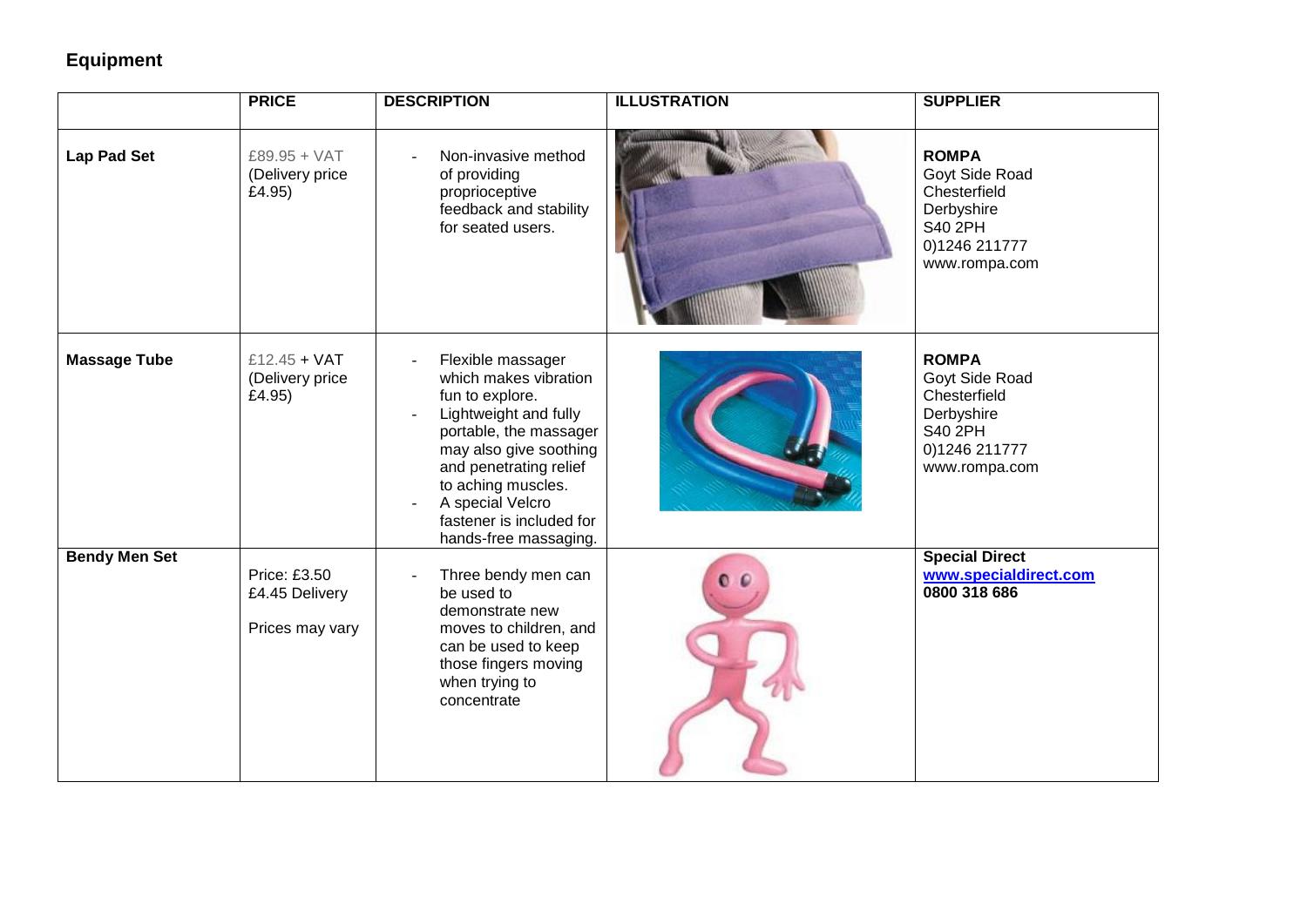## Equipment

| | PRICE | DESCRIPTION | ILLUSTRATION | SUPPLIER |
|---|---|---|---|---|
| **Lap Pad Set** | £89.95 + VAT (Delivery price £4.95) | - Non-invasive method of providing proprioceptive feedback and stability for seated users. | | **ROMPA** Goyt Side Road Chesterfield Derbyshire S40 2PH 0)1246 211777 www.rompa.com |
| **Massage Tube** | £12.45 + VAT (Delivery price £4.95) | - Flexible massager which makes vibration fun to explore. - Lightweight and fully portable, the massager may also give soothing and penetrating relief to aching muscles. - A special Velcro fastener is included for hands-free massaging. | | **ROMPA** Goyt Side Road Chesterfield Derbyshire S40 2PH 0)1246 211777 www.rompa.com |
| **Bendy Men Set** | Price: £3.50 £4.45 Delivery Prices may vary | - Three bendy men can be used to demonstrate new moves to children, and can be used to keep those fingers moving when trying to concentrate | | **Special Direct** **www.specialdirect.com** **0800 318 686** |